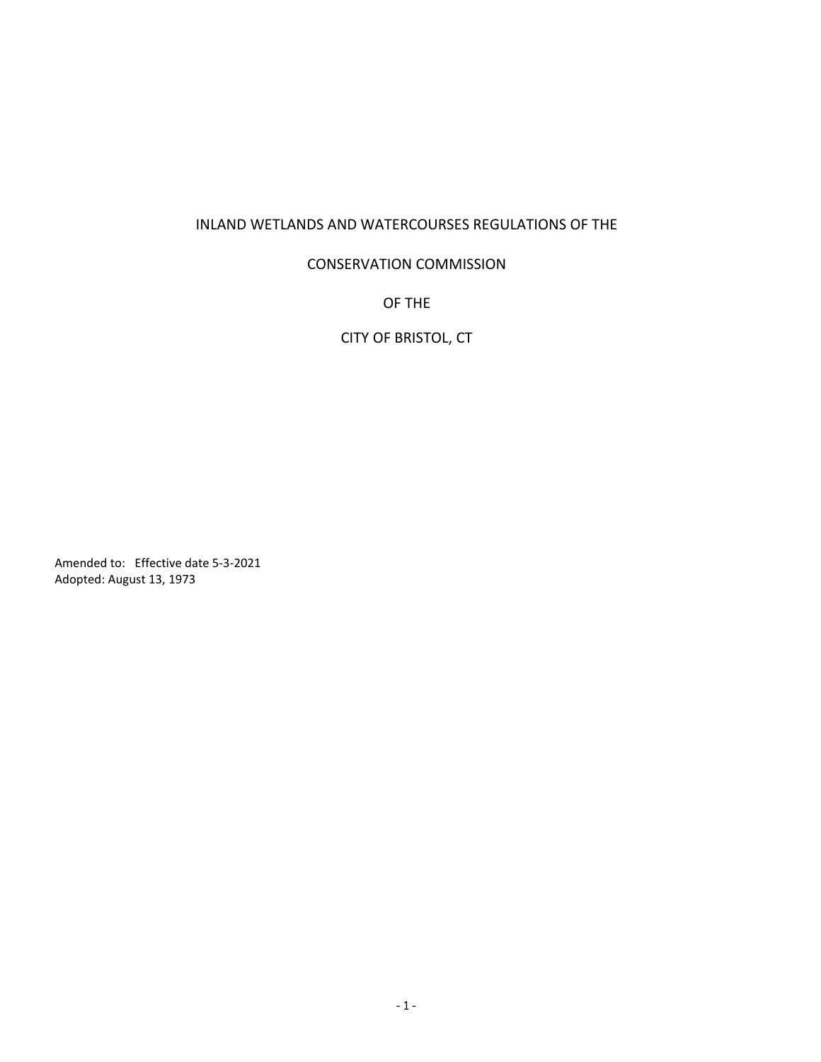# INLAND WETLANDS AND WATERCOURSES REGULATIONS OF THE

# CONSERVATION COMMISSION

# OF THE

# CITY OF BRISTOL, CT

Amended to: Effective date 5-3-2021
Adopted: August 13, 1973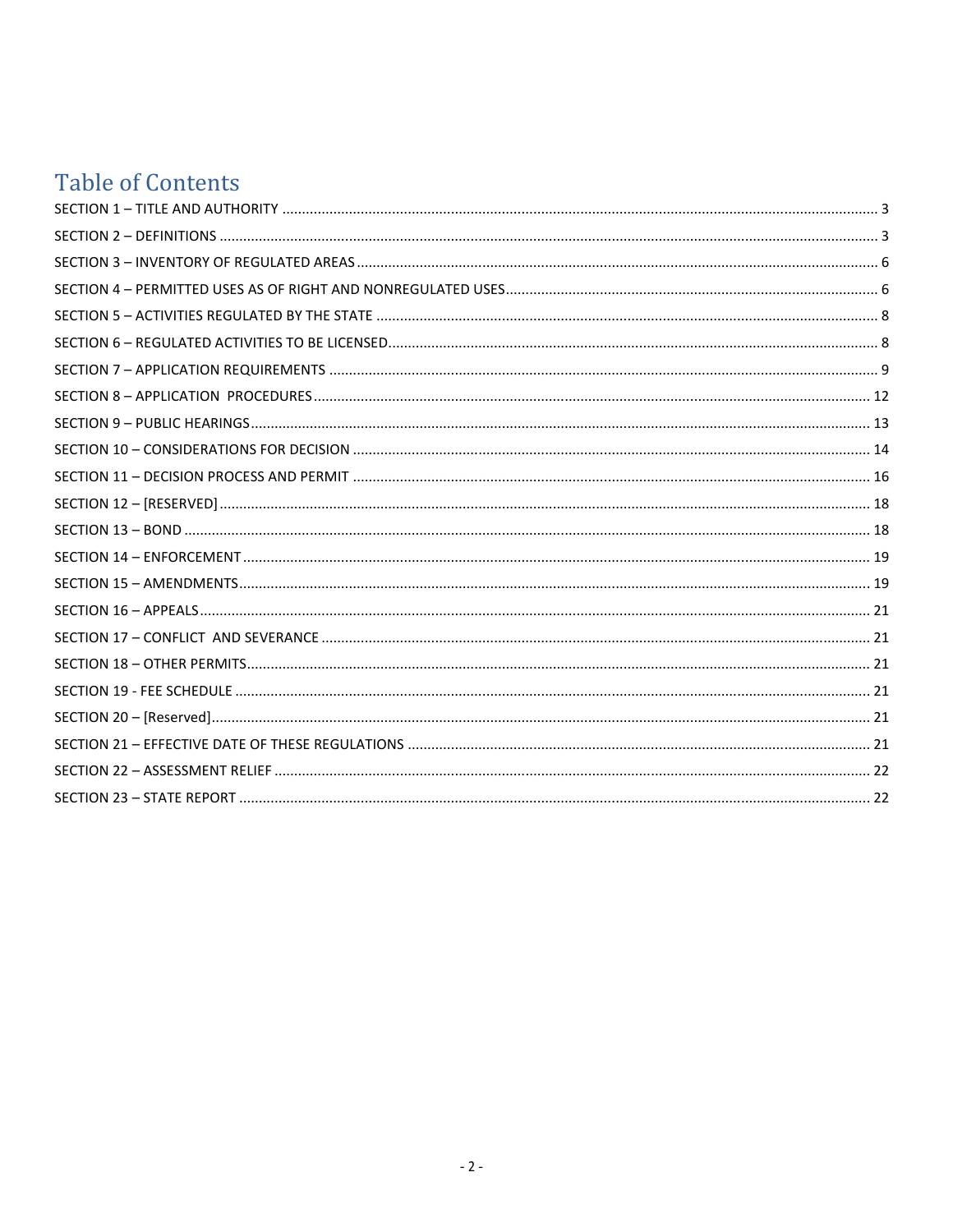# Table of Contents

SECTION 1 – TITLE AND AUTHORITY ........ 3
SECTION 2 – DEFINITIONS ........ 3
SECTION 3 – INVENTORY OF REGULATED AREAS ........ 6
SECTION 4 – PERMITTED USES AS OF RIGHT AND NONREGULATED USES ........ 6
SECTION 5 – ACTIVITIES REGULATED BY THE STATE ........ 8
SECTION 6 – REGULATED ACTIVITIES TO BE LICENSED ........ 8
SECTION 7 – APPLICATION REQUIREMENTS ........ 9
SECTION 8 – APPLICATION PROCEDURES ........ 12
SECTION 9 – PUBLIC HEARINGS ........ 13
SECTION 10 – CONSIDERATIONS FOR DECISION ........ 14
SECTION 11 – DECISION PROCESS AND PERMIT ........ 16
SECTION 12 – [RESERVED] ........ 18
SECTION 13 – BOND ........ 18
SECTION 14 – ENFORCEMENT ........ 19
SECTION 15 – AMENDMENTS ........ 19
SECTION 16 – APPEALS ........ 21
SECTION 17 – CONFLICT AND SEVERANCE ........ 21
SECTION 18 – OTHER PERMITS ........ 21
SECTION 19 - FEE SCHEDULE ........ 21
SECTION 20 – [Reserved] ........ 21
SECTION 21 – EFFECTIVE DATE OF THESE REGULATIONS ........ 21
SECTION 22 – ASSESSMENT RELIEF ........ 22
SECTION 23 – STATE REPORT ........ 22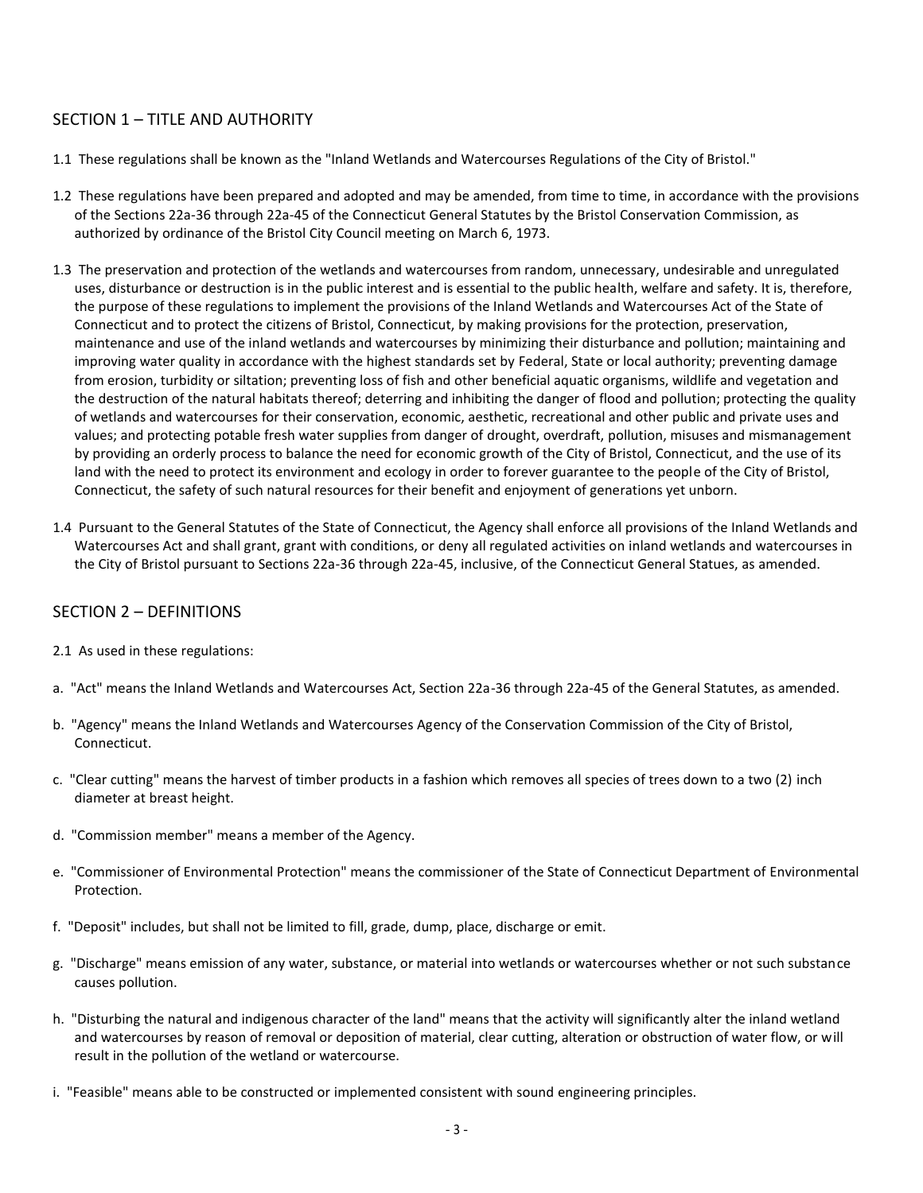## SECTION 1 – TITLE AND AUTHORITY

1.1 These regulations shall be known as the "Inland Wetlands and Watercourses Regulations of the City of Bristol."

1.2 These regulations have been prepared and adopted and may be amended, from time to time, in accordance with the provisions of the Sections 22a-36 through 22a-45 of the Connecticut General Statutes by the Bristol Conservation Commission, as authorized by ordinance of the Bristol City Council meeting on March 6, 1973.

1.3 The preservation and protection of the wetlands and watercourses from random, unnecessary, undesirable and unregulated uses, disturbance or destruction is in the public interest and is essential to the public health, welfare and safety. It is, therefore, the purpose of these regulations to implement the provisions of the Inland Wetlands and Watercourses Act of the State of Connecticut and to protect the citizens of Bristol, Connecticut, by making provisions for the protection, preservation, maintenance and use of the inland wetlands and watercourses by minimizing their disturbance and pollution; maintaining and improving water quality in accordance with the highest standards set by Federal, State or local authority; preventing damage from erosion, turbidity or siltation; preventing loss of fish and other beneficial aquatic organisms, wildlife and vegetation and the destruction of the natural habitats thereof; deterring and inhibiting the danger of flood and pollution; protecting the quality of wetlands and watercourses for their conservation, economic, aesthetic, recreational and other public and private uses and values; and protecting potable fresh water supplies from danger of drought, overdraft, pollution, misuses and mismanagement by providing an orderly process to balance the need for economic growth of the City of Bristol, Connecticut, and the use of its land with the need to protect its environment and ecology in order to forever guarantee to the people of the City of Bristol, Connecticut, the safety of such natural resources for their benefit and enjoyment of generations yet unborn.

1.4 Pursuant to the General Statutes of the State of Connecticut, the Agency shall enforce all provisions of the Inland Wetlands and Watercourses Act and shall grant, grant with conditions, or deny all regulated activities on inland wetlands and watercourses in the City of Bristol pursuant to Sections 22a-36 through 22a-45, inclusive, of the Connecticut General Statues, as amended.

## SECTION 2 – DEFINITIONS

2.1 As used in these regulations:

a. "Act" means the Inland Wetlands and Watercourses Act, Section 22a-36 through 22a-45 of the General Statutes, as amended.

b. "Agency" means the Inland Wetlands and Watercourses Agency of the Conservation Commission of the City of Bristol, Connecticut.

c. "Clear cutting" means the harvest of timber products in a fashion which removes all species of trees down to a two (2) inch diameter at breast height.

d. "Commission member" means a member of the Agency.

e. "Commissioner of Environmental Protection" means the commissioner of the State of Connecticut Department of Environmental Protection.

f. "Deposit" includes, but shall not be limited to fill, grade, dump, place, discharge or emit.

g. "Discharge" means emission of any water, substance, or material into wetlands or watercourses whether or not such substance causes pollution.

h. "Disturbing the natural and indigenous character of the land" means that the activity will significantly alter the inland wetland and watercourses by reason of removal or deposition of material, clear cutting, alteration or obstruction of water flow, or will result in the pollution of the wetland or watercourse.

i. "Feasible" means able to be constructed or implemented consistent with sound engineering principles.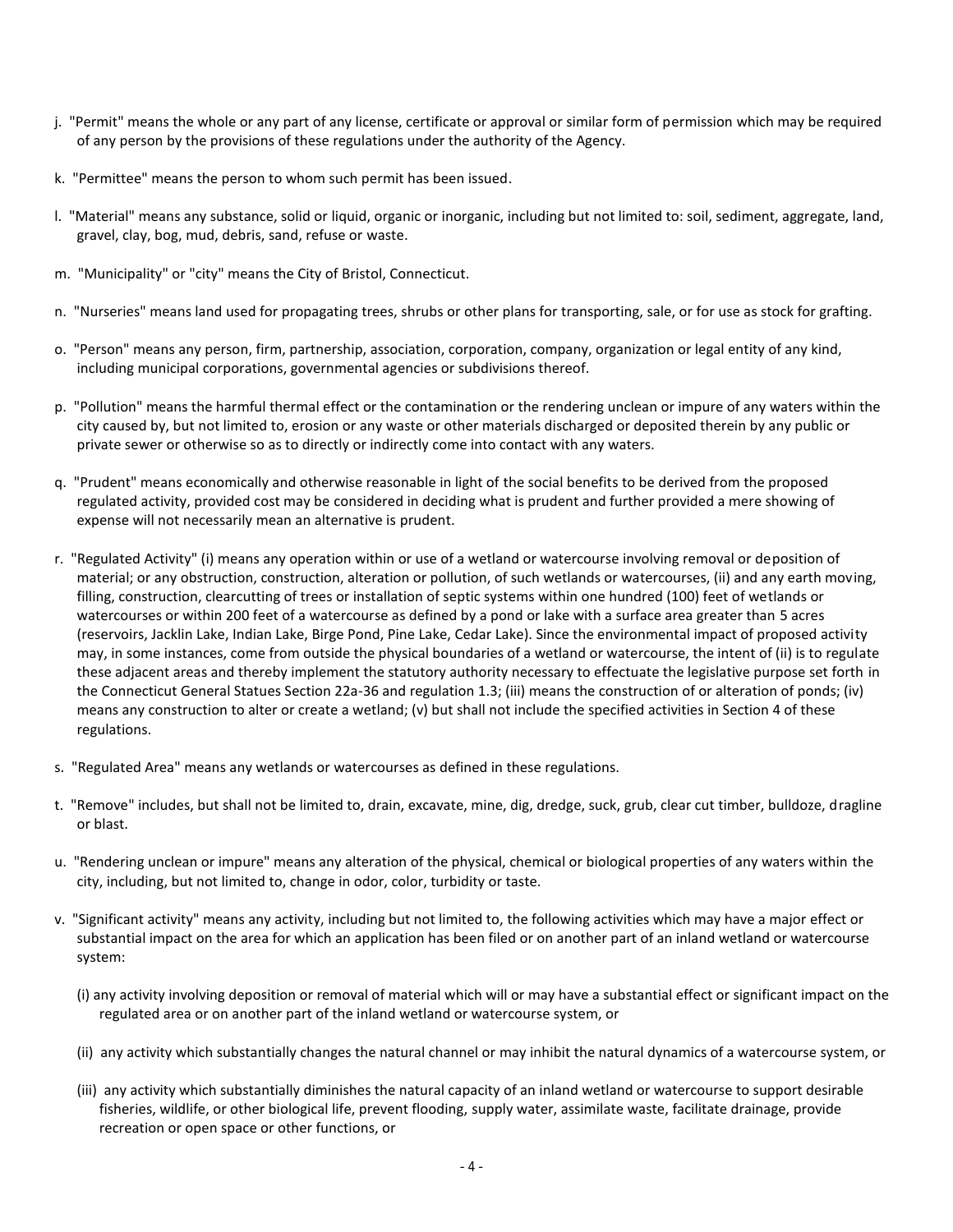j. "Permit" means the whole or any part of any license, certificate or approval or similar form of permission which may be required of any person by the provisions of these regulations under the authority of the Agency.

k. "Permittee" means the person to whom such permit has been issued.

l. "Material" means any substance, solid or liquid, organic or inorganic, including but not limited to: soil, sediment, aggregate, land, gravel, clay, bog, mud, debris, sand, refuse or waste.

m. "Municipality" or "city" means the City of Bristol, Connecticut.

n. "Nurseries" means land used for propagating trees, shrubs or other plans for transporting, sale, or for use as stock for grafting.

o. "Person" means any person, firm, partnership, association, corporation, company, organization or legal entity of any kind, including municipal corporations, governmental agencies or subdivisions thereof.

p. "Pollution" means the harmful thermal effect or the contamination or the rendering unclean or impure of any waters within the city caused by, but not limited to, erosion or any waste or other materials discharged or deposited therein by any public or private sewer or otherwise so as to directly or indirectly come into contact with any waters.

q. "Prudent" means economically and otherwise reasonable in light of the social benefits to be derived from the proposed regulated activity, provided cost may be considered in deciding what is prudent and further provided a mere showing of expense will not necessarily mean an alternative is prudent.

r. "Regulated Activity" (i) means any operation within or use of a wetland or watercourse involving removal or deposition of material; or any obstruction, construction, alteration or pollution, of such wetlands or watercourses, (ii) and any earth moving, filling, construction, clearcutting of trees or installation of septic systems within one hundred (100) feet of wetlands or watercourses or within 200 feet of a watercourse as defined by a pond or lake with a surface area greater than 5 acres (reservoirs, Jacklin Lake, Indian Lake, Birge Pond, Pine Lake, Cedar Lake). Since the environmental impact of proposed activity may, in some instances, come from outside the physical boundaries of a wetland or watercourse, the intent of (ii) is to regulate these adjacent areas and thereby implement the statutory authority necessary to effectuate the legislative purpose set forth in the Connecticut General Statues Section 22a-36 and regulation 1.3; (iii) means the construction of or alteration of ponds; (iv) means any construction to alter or create a wetland; (v) but shall not include the specified activities in Section 4 of these regulations.

s. "Regulated Area" means any wetlands or watercourses as defined in these regulations.

t. "Remove" includes, but shall not be limited to, drain, excavate, mine, dig, dredge, suck, grub, clear cut timber, bulldoze, dragline or blast.

u. "Rendering unclean or impure" means any alteration of the physical, chemical or biological properties of any waters within the city, including, but not limited to, change in odor, color, turbidity or taste.

v. "Significant activity" means any activity, including but not limited to, the following activities which may have a major effect or substantial impact on the area for which an application has been filed or on another part of an inland wetland or watercourse system:

   (i) any activity involving deposition or removal of material which will or may have a substantial effect or significant impact on the regulated area or on another part of the inland wetland or watercourse system, or

   (ii) any activity which substantially changes the natural channel or may inhibit the natural dynamics of a watercourse system, or

   (iii) any activity which substantially diminishes the natural capacity of an inland wetland or watercourse to support desirable fisheries, wildlife, or other biological life, prevent flooding, supply water, assimilate waste, facilitate drainage, provide recreation or open space or other functions, or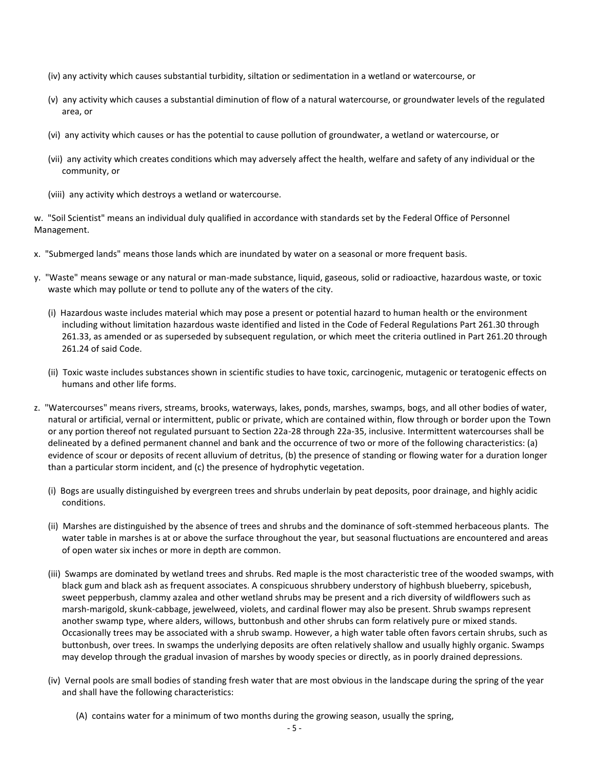(iv) any activity which causes substantial turbidity, siltation or sedimentation in a wetland or watercourse, or

(v) any activity which causes a substantial diminution of flow of a natural watercourse, or groundwater levels of the regulated area, or

(vi) any activity which causes or has the potential to cause pollution of groundwater, a wetland or watercourse, or

(vii) any activity which creates conditions which may adversely affect the health, welfare and safety of any individual or the community, or

(viii) any activity which destroys a wetland or watercourse.

w. "Soil Scientist" means an individual duly qualified in accordance with standards set by the Federal Office of Personnel Management.

x. "Submerged lands" means those lands which are inundated by water on a seasonal or more frequent basis.

y. "Waste" means sewage or any natural or man-made substance, liquid, gaseous, solid or radioactive, hazardous waste, or toxic waste which may pollute or tend to pollute any of the waters of the city.

(i) Hazardous waste includes material which may pose a present or potential hazard to human health or the environment including without limitation hazardous waste identified and listed in the Code of Federal Regulations Part 261.30 through 261.33, as amended or as superseded by subsequent regulation, or which meet the criteria outlined in Part 261.20 through 261.24 of said Code.

(ii) Toxic waste includes substances shown in scientific studies to have toxic, carcinogenic, mutagenic or teratogenic effects on humans and other life forms.

z. "Watercourses" means rivers, streams, brooks, waterways, lakes, ponds, marshes, swamps, bogs, and all other bodies of water, natural or artificial, vernal or intermittent, public or private, which are contained within, flow through or border upon the Town or any portion thereof not regulated pursuant to Section 22a-28 through 22a-35, inclusive. Intermittent watercourses shall be delineated by a defined permanent channel and bank and the occurrence of two or more of the following characteristics: (a) evidence of scour or deposits of recent alluvium of detritus, (b) the presence of standing or flowing water for a duration longer than a particular storm incident, and (c) the presence of hydrophytic vegetation.

(i) Bogs are usually distinguished by evergreen trees and shrubs underlain by peat deposits, poor drainage, and highly acidic conditions.

(ii) Marshes are distinguished by the absence of trees and shrubs and the dominance of soft-stemmed herbaceous plants. The water table in marshes is at or above the surface throughout the year, but seasonal fluctuations are encountered and areas of open water six inches or more in depth are common.

(iii) Swamps are dominated by wetland trees and shrubs. Red maple is the most characteristic tree of the wooded swamps, with black gum and black ash as frequent associates. A conspicuous shrubbery understory of highbush blueberry, spicebush, sweet pepperbush, clammy azalea and other wetland shrubs may be present and a rich diversity of wildflowers such as marsh-marigold, skunk-cabbage, jewelweed, violets, and cardinal flower may also be present. Shrub swamps represent another swamp type, where alders, willows, buttonbush and other shrubs can form relatively pure or mixed stands. Occasionally trees may be associated with a shrub swamp. However, a high water table often favors certain shrubs, such as buttonbush, over trees. In swamps the underlying deposits are often relatively shallow and usually highly organic. Swamps may develop through the gradual invasion of marshes by woody species or directly, as in poorly drained depressions.

(iv) Vernal pools are small bodies of standing fresh water that are most obvious in the landscape during the spring of the year and shall have the following characteristics:

(A) contains water for a minimum of two months during the growing season, usually the spring,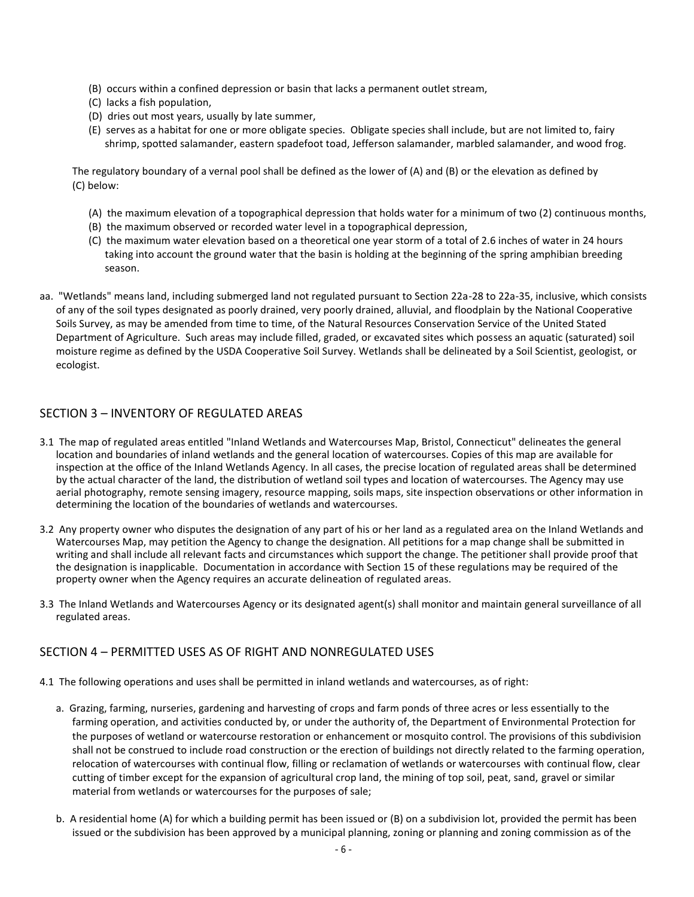(B) occurs within a confined depression or basin that lacks a permanent outlet stream,
(C) lacks a fish population,
(D) dries out most years, usually by late summer,
(E) serves as a habitat for one or more obligate species. Obligate species shall include, but are not limited to, fairy shrimp, spotted salamander, eastern spadefoot toad, Jefferson salamander, marbled salamander, and wood frog.

The regulatory boundary of a vernal pool shall be defined as the lower of (A) and (B) or the elevation as defined by (C) below:

(A) the maximum elevation of a topographical depression that holds water for a minimum of two (2) continuous months,
(B) the maximum observed or recorded water level in a topographical depression,
(C) the maximum water elevation based on a theoretical one year storm of a total of 2.6 inches of water in 24 hours taking into account the ground water that the basin is holding at the beginning of the spring amphibian breeding season.

aa. "Wetlands" means land, including submerged land not regulated pursuant to Section 22a-28 to 22a-35, inclusive, which consists of any of the soil types designated as poorly drained, very poorly drained, alluvial, and floodplain by the National Cooperative Soils Survey, as may be amended from time to time, of the Natural Resources Conservation Service of the United Stated Department of Agriculture. Such areas may include filled, graded, or excavated sites which possess an aquatic (saturated) soil moisture regime as defined by the USDA Cooperative Soil Survey. Wetlands shall be delineated by a Soil Scientist, geologist, or ecologist.

## SECTION 3 – INVENTORY OF REGULATED AREAS

3.1 The map of regulated areas entitled "Inland Wetlands and Watercourses Map, Bristol, Connecticut" delineates the general location and boundaries of inland wetlands and the general location of watercourses. Copies of this map are available for inspection at the office of the Inland Wetlands Agency. In all cases, the precise location of regulated areas shall be determined by the actual character of the land, the distribution of wetland soil types and location of watercourses. The Agency may use aerial photography, remote sensing imagery, resource mapping, soils maps, site inspection observations or other information in determining the location of the boundaries of wetlands and watercourses.

3.2 Any property owner who disputes the designation of any part of his or her land as a regulated area on the Inland Wetlands and Watercourses Map, may petition the Agency to change the designation. All petitions for a map change shall be submitted in writing and shall include all relevant facts and circumstances which support the change. The petitioner shall provide proof that the designation is inapplicable. Documentation in accordance with Section 15 of these regulations may be required of the property owner when the Agency requires an accurate delineation of regulated areas.

3.3 The Inland Wetlands and Watercourses Agency or its designated agent(s) shall monitor and maintain general surveillance of all regulated areas.

## SECTION 4 – PERMITTED USES AS OF RIGHT AND NONREGULATED USES

4.1 The following operations and uses shall be permitted in inland wetlands and watercourses, as of right:

a. Grazing, farming, nurseries, gardening and harvesting of crops and farm ponds of three acres or less essentially to the farming operation, and activities conducted by, or under the authority of, the Department of Environmental Protection for the purposes of wetland or watercourse restoration or enhancement or mosquito control. The provisions of this subdivision shall not be construed to include road construction or the erection of buildings not directly related to the farming operation, relocation of watercourses with continual flow, filling or reclamation of wetlands or watercourses with continual flow, clear cutting of timber except for the expansion of agricultural crop land, the mining of top soil, peat, sand, gravel or similar material from wetlands or watercourses for the purposes of sale;

b. A residential home (A) for which a building permit has been issued or (B) on a subdivision lot, provided the permit has been issued or the subdivision has been approved by a municipal planning, zoning or planning and zoning commission as of the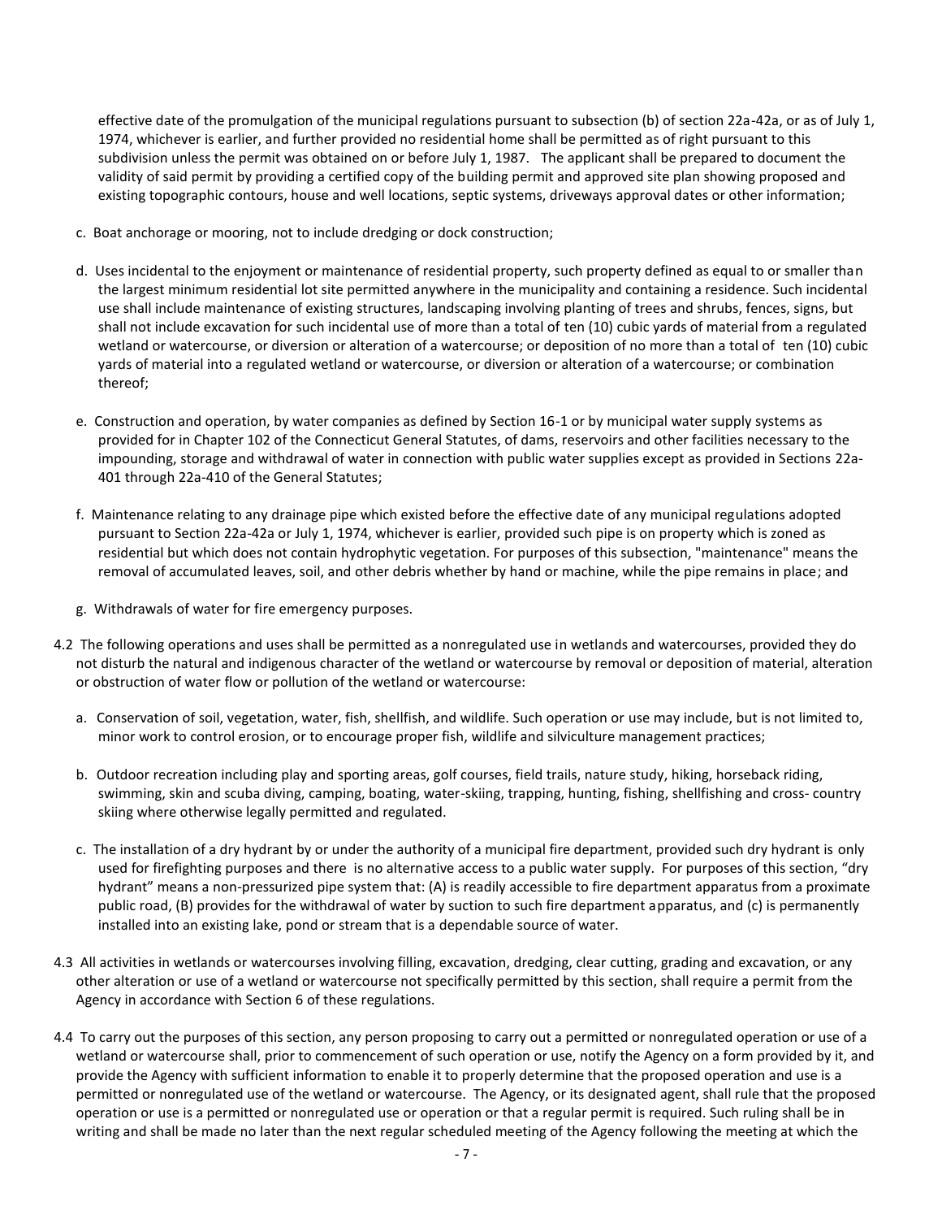effective date of the promulgation of the municipal regulations pursuant to subsection (b) of section 22a-42a, or as of July 1, 1974, whichever is earlier, and further provided no residential home shall be permitted as of right pursuant to this subdivision unless the permit was obtained on or before July 1, 1987. The applicant shall be prepared to document the validity of said permit by providing a certified copy of the building permit and approved site plan showing proposed and existing topographic contours, house and well locations, septic systems, driveways approval dates or other information;

c. Boat anchorage or mooring, not to include dredging or dock construction;

d. Uses incidental to the enjoyment or maintenance of residential property, such property defined as equal to or smaller than the largest minimum residential lot site permitted anywhere in the municipality and containing a residence. Such incidental use shall include maintenance of existing structures, landscaping involving planting of trees and shrubs, fences, signs, but shall not include excavation for such incidental use of more than a total of ten (10) cubic yards of material from a regulated wetland or watercourse, or diversion or alteration of a watercourse; or deposition of no more than a total of ten (10) cubic yards of material into a regulated wetland or watercourse, or diversion or alteration of a watercourse; or combination thereof;

e. Construction and operation, by water companies as defined by Section 16-1 or by municipal water supply systems as provided for in Chapter 102 of the Connecticut General Statutes, of dams, reservoirs and other facilities necessary to the impounding, storage and withdrawal of water in connection with public water supplies except as provided in Sections 22a-401 through 22a-410 of the General Statutes;

f. Maintenance relating to any drainage pipe which existed before the effective date of any municipal regulations adopted pursuant to Section 22a-42a or July 1, 1974, whichever is earlier, provided such pipe is on property which is zoned as residential but which does not contain hydrophytic vegetation. For purposes of this subsection, "maintenance" means the removal of accumulated leaves, soil, and other debris whether by hand or machine, while the pipe remains in place; and

g. Withdrawals of water for fire emergency purposes.

4.2 The following operations and uses shall be permitted as a nonregulated use in wetlands and watercourses, provided they do not disturb the natural and indigenous character of the wetland or watercourse by removal or deposition of material, alteration or obstruction of water flow or pollution of the wetland or watercourse:

a. Conservation of soil, vegetation, water, fish, shellfish, and wildlife. Such operation or use may include, but is not limited to, minor work to control erosion, or to encourage proper fish, wildlife and silviculture management practices;

b. Outdoor recreation including play and sporting areas, golf courses, field trails, nature study, hiking, horseback riding, swimming, skin and scuba diving, camping, boating, water-skiing, trapping, hunting, fishing, shellfishing and cross- country skiing where otherwise legally permitted and regulated.

c. The installation of a dry hydrant by or under the authority of a municipal fire department, provided such dry hydrant is only used for firefighting purposes and there is no alternative access to a public water supply. For purposes of this section, "dry hydrant" means a non-pressurized pipe system that: (A) is readily accessible to fire department apparatus from a proximate public road, (B) provides for the withdrawal of water by suction to such fire department apparatus, and (c) is permanently installed into an existing lake, pond or stream that is a dependable source of water.

4.3 All activities in wetlands or watercourses involving filling, excavation, dredging, clear cutting, grading and excavation, or any other alteration or use of a wetland or watercourse not specifically permitted by this section, shall require a permit from the Agency in accordance with Section 6 of these regulations.

4.4 To carry out the purposes of this section, any person proposing to carry out a permitted or nonregulated operation or use of a wetland or watercourse shall, prior to commencement of such operation or use, notify the Agency on a form provided by it, and provide the Agency with sufficient information to enable it to properly determine that the proposed operation and use is a permitted or nonregulated use of the wetland or watercourse. The Agency, or its designated agent, shall rule that the proposed operation or use is a permitted or nonregulated use or operation or that a regular permit is required. Such ruling shall be in writing and shall be made no later than the next regular scheduled meeting of the Agency following the meeting at which the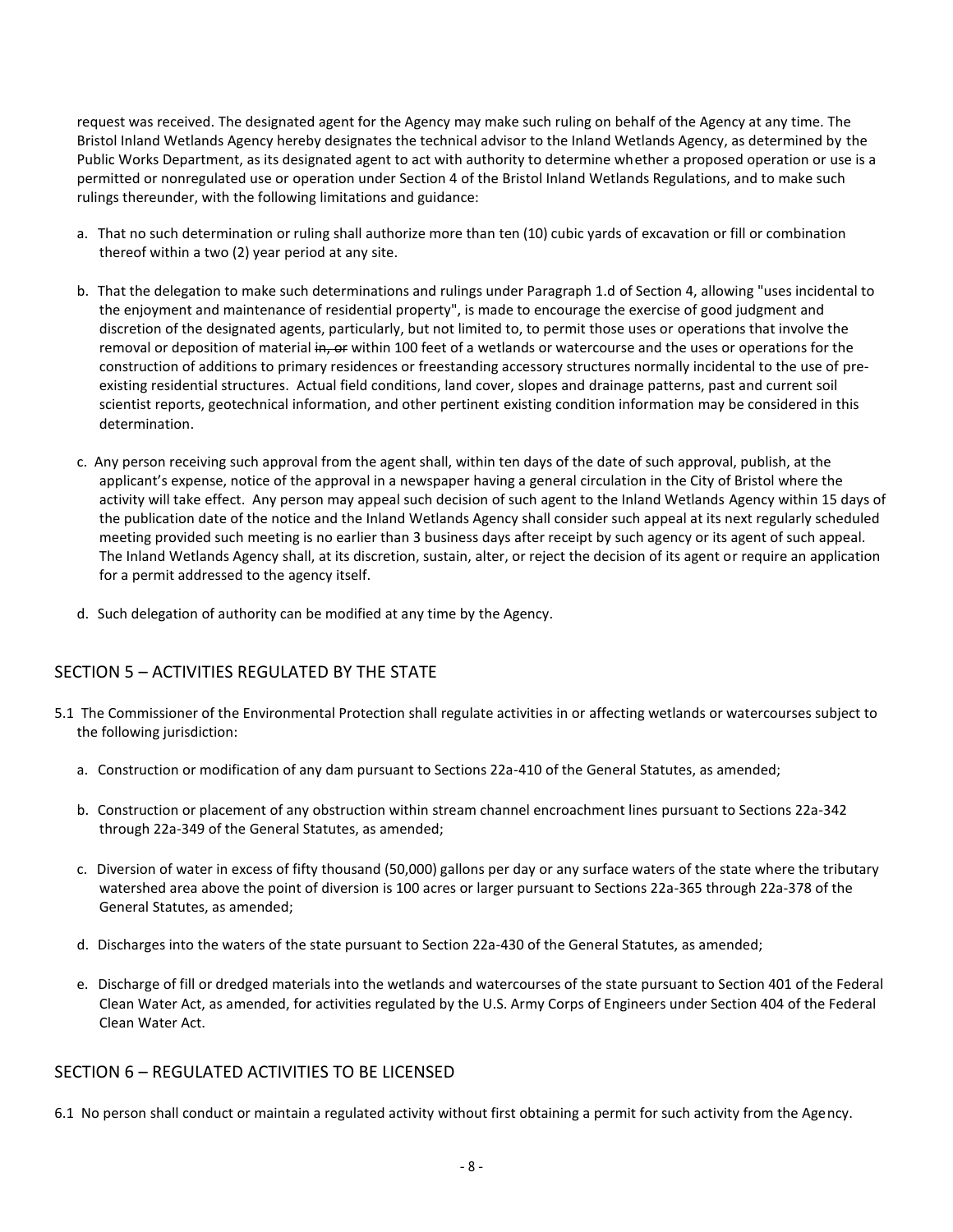request was received. The designated agent for the Agency may make such ruling on behalf of the Agency at any time. The Bristol Inland Wetlands Agency hereby designates the technical advisor to the Inland Wetlands Agency, as determined by the Public Works Department, as its designated agent to act with authority to determine whether a proposed operation or use is a permitted or nonregulated use or operation under Section 4 of the Bristol Inland Wetlands Regulations, and to make such rulings thereunder, with the following limitations and guidance:

a. That no such determination or ruling shall authorize more than ten (10) cubic yards of excavation or fill or combination thereof within a two (2) year period at any site.

b. That the delegation to make such determinations and rulings under Paragraph 1.d of Section 4, allowing "uses incidental to the enjoyment and maintenance of residential property", is made to encourage the exercise of good judgment and discretion of the designated agents, particularly, but not limited to, to permit those uses or operations that involve the removal or deposition of material ~~in, or~~ within 100 feet of a wetlands or watercourse and the uses or operations for the construction of additions to primary residences or freestanding accessory structures normally incidental to the use of pre-existing residential structures. Actual field conditions, land cover, slopes and drainage patterns, past and current soil scientist reports, geotechnical information, and other pertinent existing condition information may be considered in this determination.

c. Any person receiving such approval from the agent shall, within ten days of the date of such approval, publish, at the applicant's expense, notice of the approval in a newspaper having a general circulation in the City of Bristol where the activity will take effect. Any person may appeal such decision of such agent to the Inland Wetlands Agency within 15 days of the publication date of the notice and the Inland Wetlands Agency shall consider such appeal at its next regularly scheduled meeting provided such meeting is no earlier than 3 business days after receipt by such agency or its agent of such appeal. The Inland Wetlands Agency shall, at its discretion, sustain, alter, or reject the decision of its agent or require an application for a permit addressed to the agency itself.

d. Such delegation of authority can be modified at any time by the Agency.

## SECTION 5 – ACTIVITIES REGULATED BY THE STATE

5.1 The Commissioner of the Environmental Protection shall regulate activities in or affecting wetlands or watercourses subject to the following jurisdiction:

a. Construction or modification of any dam pursuant to Sections 22a-410 of the General Statutes, as amended;

b. Construction or placement of any obstruction within stream channel encroachment lines pursuant to Sections 22a-342 through 22a-349 of the General Statutes, as amended;

c. Diversion of water in excess of fifty thousand (50,000) gallons per day or any surface waters of the state where the tributary watershed area above the point of diversion is 100 acres or larger pursuant to Sections 22a-365 through 22a-378 of the General Statutes, as amended;

d. Discharges into the waters of the state pursuant to Section 22a-430 of the General Statutes, as amended;

e. Discharge of fill or dredged materials into the wetlands and watercourses of the state pursuant to Section 401 of the Federal Clean Water Act, as amended, for activities regulated by the U.S. Army Corps of Engineers under Section 404 of the Federal Clean Water Act.

## SECTION 6 – REGULATED ACTIVITIES TO BE LICENSED

6.1 No person shall conduct or maintain a regulated activity without first obtaining a permit for such activity from the Agency.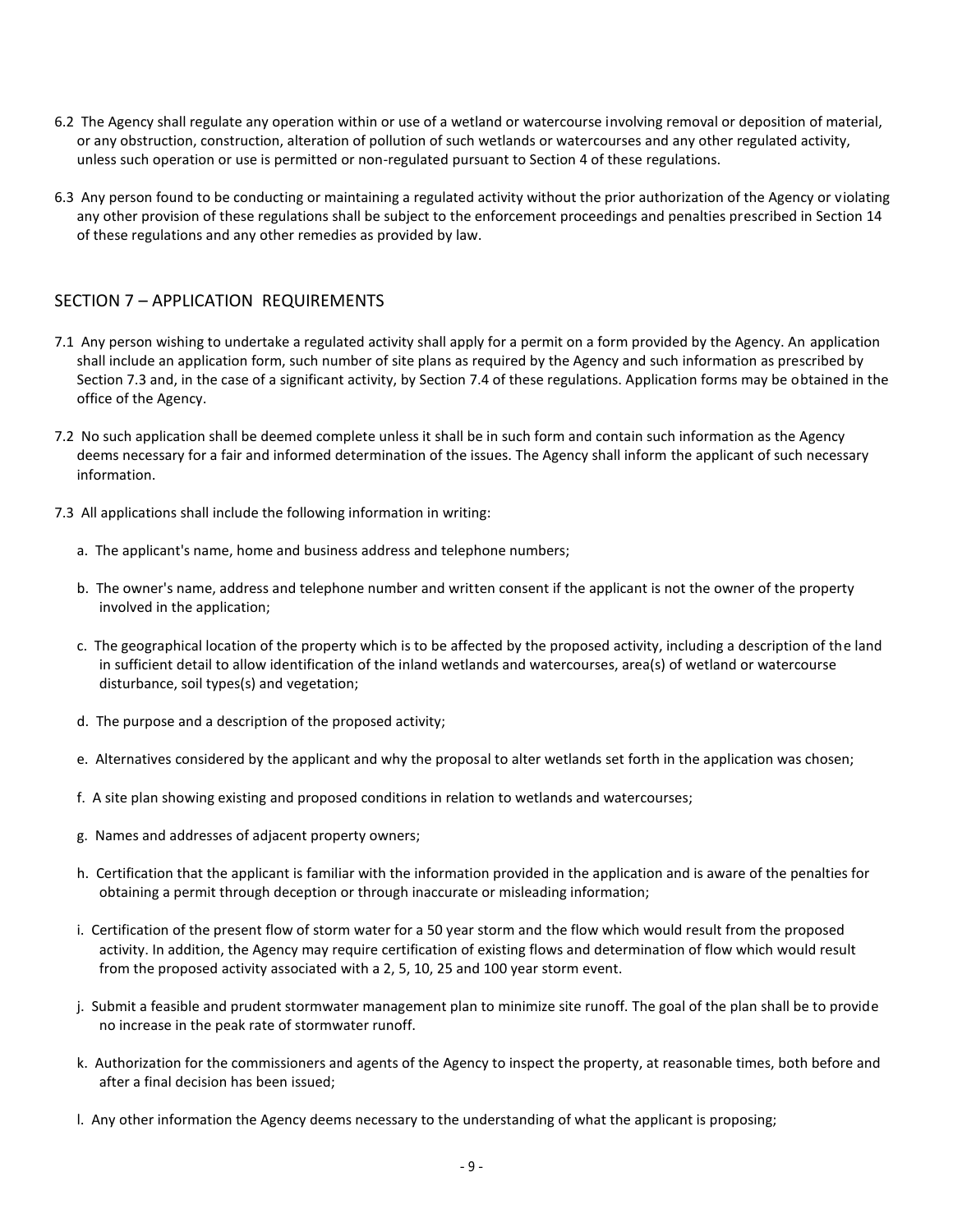6.2 The Agency shall regulate any operation within or use of a wetland or watercourse involving removal or deposition of material, or any obstruction, construction, alteration of pollution of such wetlands or watercourses and any other regulated activity, unless such operation or use is permitted or non-regulated pursuant to Section 4 of these regulations.

6.3 Any person found to be conducting or maintaining a regulated activity without the prior authorization of the Agency or violating any other provision of these regulations shall be subject to the enforcement proceedings and penalties prescribed in Section 14 of these regulations and any other remedies as provided by law.

## SECTION 7 – APPLICATION REQUIREMENTS

7.1 Any person wishing to undertake a regulated activity shall apply for a permit on a form provided by the Agency. An application shall include an application form, such number of site plans as required by the Agency and such information as prescribed by Section 7.3 and, in the case of a significant activity, by Section 7.4 of these regulations. Application forms may be obtained in the office of the Agency.

7.2 No such application shall be deemed complete unless it shall be in such form and contain such information as the Agency deems necessary for a fair and informed determination of the issues. The Agency shall inform the applicant of such necessary information.

7.3 All applications shall include the following information in writing:

a. The applicant's name, home and business address and telephone numbers;

b. The owner's name, address and telephone number and written consent if the applicant is not the owner of the property involved in the application;

c. The geographical location of the property which is to be affected by the proposed activity, including a description of the land in sufficient detail to allow identification of the inland wetlands and watercourses, area(s) of wetland or watercourse disturbance, soil types(s) and vegetation;

d. The purpose and a description of the proposed activity;

e. Alternatives considered by the applicant and why the proposal to alter wetlands set forth in the application was chosen;

f. A site plan showing existing and proposed conditions in relation to wetlands and watercourses;

g. Names and addresses of adjacent property owners;

h. Certification that the applicant is familiar with the information provided in the application and is aware of the penalties for obtaining a permit through deception or through inaccurate or misleading information;

i. Certification of the present flow of storm water for a 50 year storm and the flow which would result from the proposed activity. In addition, the Agency may require certification of existing flows and determination of flow which would result from the proposed activity associated with a 2, 5, 10, 25 and 100 year storm event.

j. Submit a feasible and prudent stormwater management plan to minimize site runoff. The goal of the plan shall be to provide no increase in the peak rate of stormwater runoff.

k. Authorization for the commissioners and agents of the Agency to inspect the property, at reasonable times, both before and after a final decision has been issued;

l. Any other information the Agency deems necessary to the understanding of what the applicant is proposing;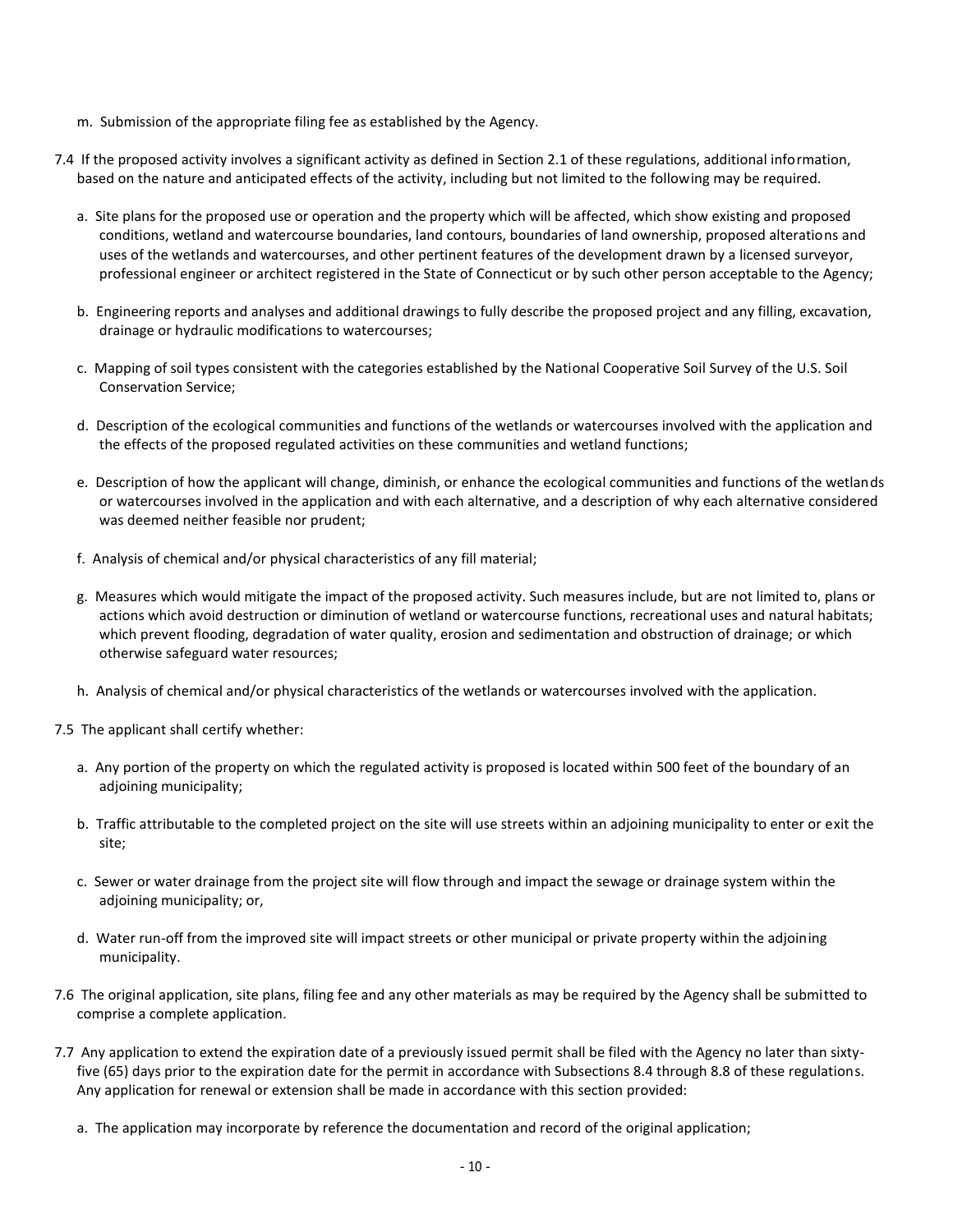m. Submission of the appropriate filing fee as established by the Agency.

7.4 If the proposed activity involves a significant activity as defined in Section 2.1 of these regulations, additional information, based on the nature and anticipated effects of the activity, including but not limited to the following may be required.

a. Site plans for the proposed use or operation and the property which will be affected, which show existing and proposed conditions, wetland and watercourse boundaries, land contours, boundaries of land ownership, proposed alterations and uses of the wetlands and watercourses, and other pertinent features of the development drawn by a licensed surveyor, professional engineer or architect registered in the State of Connecticut or by such other person acceptable to the Agency;

b. Engineering reports and analyses and additional drawings to fully describe the proposed project and any filling, excavation, drainage or hydraulic modifications to watercourses;

c. Mapping of soil types consistent with the categories established by the National Cooperative Soil Survey of the U.S. Soil Conservation Service;

d. Description of the ecological communities and functions of the wetlands or watercourses involved with the application and the effects of the proposed regulated activities on these communities and wetland functions;

e. Description of how the applicant will change, diminish, or enhance the ecological communities and functions of the wetlands or watercourses involved in the application and with each alternative, and a description of why each alternative considered was deemed neither feasible nor prudent;

f. Analysis of chemical and/or physical characteristics of any fill material;

g. Measures which would mitigate the impact of the proposed activity. Such measures include, but are not limited to, plans or actions which avoid destruction or diminution of wetland or watercourse functions, recreational uses and natural habitats; which prevent flooding, degradation of water quality, erosion and sedimentation and obstruction of drainage; or which otherwise safeguard water resources;

h. Analysis of chemical and/or physical characteristics of the wetlands or watercourses involved with the application.

7.5 The applicant shall certify whether:

a. Any portion of the property on which the regulated activity is proposed is located within 500 feet of the boundary of an adjoining municipality;

b. Traffic attributable to the completed project on the site will use streets within an adjoining municipality to enter or exit the site;

c. Sewer or water drainage from the project site will flow through and impact the sewage or drainage system within the adjoining municipality; or,

d. Water run-off from the improved site will impact streets or other municipal or private property within the adjoining municipality.

7.6 The original application, site plans, filing fee and any other materials as may be required by the Agency shall be submitted to comprise a complete application.

7.7 Any application to extend the expiration date of a previously issued permit shall be filed with the Agency no later than sixty-five (65) days prior to the expiration date for the permit in accordance with Subsections 8.4 through 8.8 of these regulations. Any application for renewal or extension shall be made in accordance with this section provided:

a. The application may incorporate by reference the documentation and record of the original application;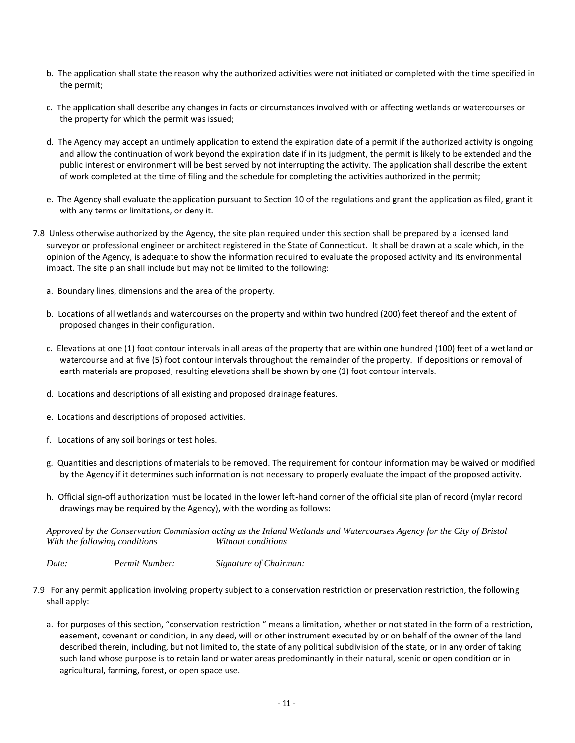b. The application shall state the reason why the authorized activities were not initiated or completed with the time specified in the permit;

c. The application shall describe any changes in facts or circumstances involved with or affecting wetlands or watercourses or the property for which the permit was issued;

d. The Agency may accept an untimely application to extend the expiration date of a permit if the authorized activity is ongoing and allow the continuation of work beyond the expiration date if in its judgment, the permit is likely to be extended and the public interest or environment will be best served by not interrupting the activity. The application shall describe the extent of work completed at the time of filing and the schedule for completing the activities authorized in the permit;

e. The Agency shall evaluate the application pursuant to Section 10 of the regulations and grant the application as filed, grant it with any terms or limitations, or deny it.

7.8 Unless otherwise authorized by the Agency, the site plan required under this section shall be prepared by a licensed land surveyor or professional engineer or architect registered in the State of Connecticut. It shall be drawn at a scale which, in the opinion of the Agency, is adequate to show the information required to evaluate the proposed activity and its environmental impact. The site plan shall include but may not be limited to the following:

a. Boundary lines, dimensions and the area of the property.

b. Locations of all wetlands and watercourses on the property and within two hundred (200) feet thereof and the extent of proposed changes in their configuration.

c. Elevations at one (1) foot contour intervals in all areas of the property that are within one hundred (100) feet of a wetland or watercourse and at five (5) foot contour intervals throughout the remainder of the property. If depositions or removal of earth materials are proposed, resulting elevations shall be shown by one (1) foot contour intervals.

d. Locations and descriptions of all existing and proposed drainage features.

e. Locations and descriptions of proposed activities.

f. Locations of any soil borings or test holes.

g. Quantities and descriptions of materials to be removed. The requirement for contour information may be waived or modified by the Agency if it determines such information is not necessary to properly evaluate the impact of the proposed activity.

h. Official sign-off authorization must be located in the lower left-hand corner of the official site plan of record (mylar record drawings may be required by the Agency), with the wording as follows:

*Approved by the Conservation Commission acting as the Inland Wetlands and Watercourses Agency for the City of Bristol*
*With the following conditions* *Without conditions*

*Date:* *Permit Number:* *Signature of Chairman:*

7.9 For any permit application involving property subject to a conservation restriction or preservation restriction, the following shall apply:

a. for purposes of this section, "conservation restriction " means a limitation, whether or not stated in the form of a restriction, easement, covenant or condition, in any deed, will or other instrument executed by or on behalf of the owner of the land described therein, including, but not limited to, the state of any political subdivision of the state, or in any order of taking such land whose purpose is to retain land or water areas predominantly in their natural, scenic or open condition or in agricultural, farming, forest, or open space use.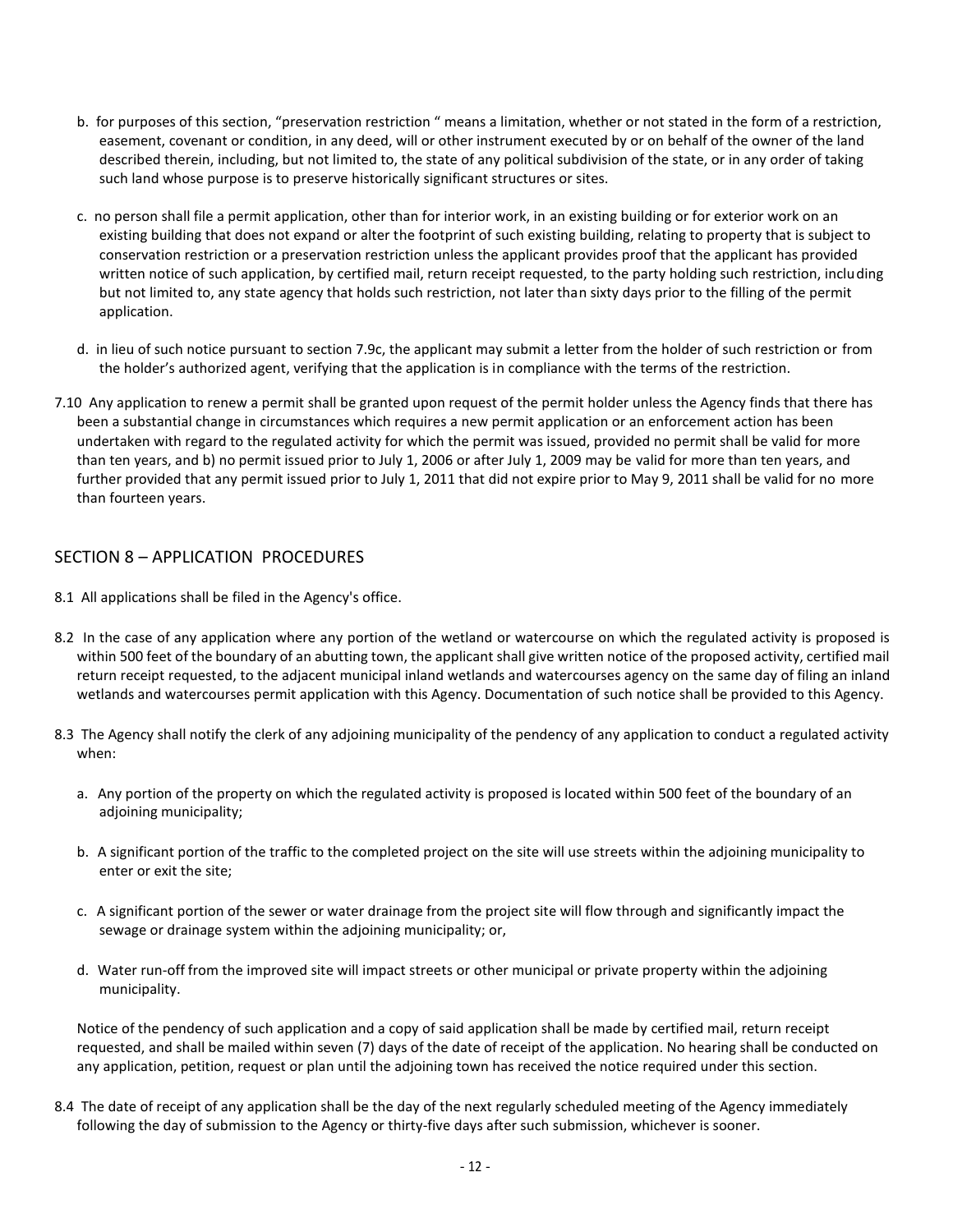b. for purposes of this section, "preservation restriction " means a limitation, whether or not stated in the form of a restriction, easement, covenant or condition, in any deed, will or other instrument executed by or on behalf of the owner of the land described therein, including, but not limited to, the state of any political subdivision of the state, or in any order of taking such land whose purpose is to preserve historically significant structures or sites.

c. no person shall file a permit application, other than for interior work, in an existing building or for exterior work on an existing building that does not expand or alter the footprint of such existing building, relating to property that is subject to conservation restriction or a preservation restriction unless the applicant provides proof that the applicant has provided written notice of such application, by certified mail, return receipt requested, to the party holding such restriction, including but not limited to, any state agency that holds such restriction, not later than sixty days prior to the filling of the permit application.

d. in lieu of such notice pursuant to section 7.9c, the applicant may submit a letter from the holder of such restriction or from the holder's authorized agent, verifying that the application is in compliance with the terms of the restriction.

7.10 Any application to renew a permit shall be granted upon request of the permit holder unless the Agency finds that there has been a substantial change in circumstances which requires a new permit application or an enforcement action has been undertaken with regard to the regulated activity for which the permit was issued, provided no permit shall be valid for more than ten years, and b) no permit issued prior to July 1, 2006 or after July 1, 2009 may be valid for more than ten years, and further provided that any permit issued prior to July 1, 2011 that did not expire prior to May 9, 2011 shall be valid for no more than fourteen years.

## SECTION 8 – APPLICATION PROCEDURES

8.1 All applications shall be filed in the Agency's office.

8.2 In the case of any application where any portion of the wetland or watercourse on which the regulated activity is proposed is within 500 feet of the boundary of an abutting town, the applicant shall give written notice of the proposed activity, certified mail return receipt requested, to the adjacent municipal inland wetlands and watercourses agency on the same day of filing an inland wetlands and watercourses permit application with this Agency. Documentation of such notice shall be provided to this Agency.

8.3 The Agency shall notify the clerk of any adjoining municipality of the pendency of any application to conduct a regulated activity when:

a. Any portion of the property on which the regulated activity is proposed is located within 500 feet of the boundary of an adjoining municipality;

b. A significant portion of the traffic to the completed project on the site will use streets within the adjoining municipality to enter or exit the site;

c. A significant portion of the sewer or water drainage from the project site will flow through and significantly impact the sewage or drainage system within the adjoining municipality; or,

d. Water run-off from the improved site will impact streets or other municipal or private property within the adjoining municipality.

Notice of the pendency of such application and a copy of said application shall be made by certified mail, return receipt requested, and shall be mailed within seven (7) days of the date of receipt of the application. No hearing shall be conducted on any application, petition, request or plan until the adjoining town has received the notice required under this section.

8.4 The date of receipt of any application shall be the day of the next regularly scheduled meeting of the Agency immediately following the day of submission to the Agency or thirty-five days after such submission, whichever is sooner.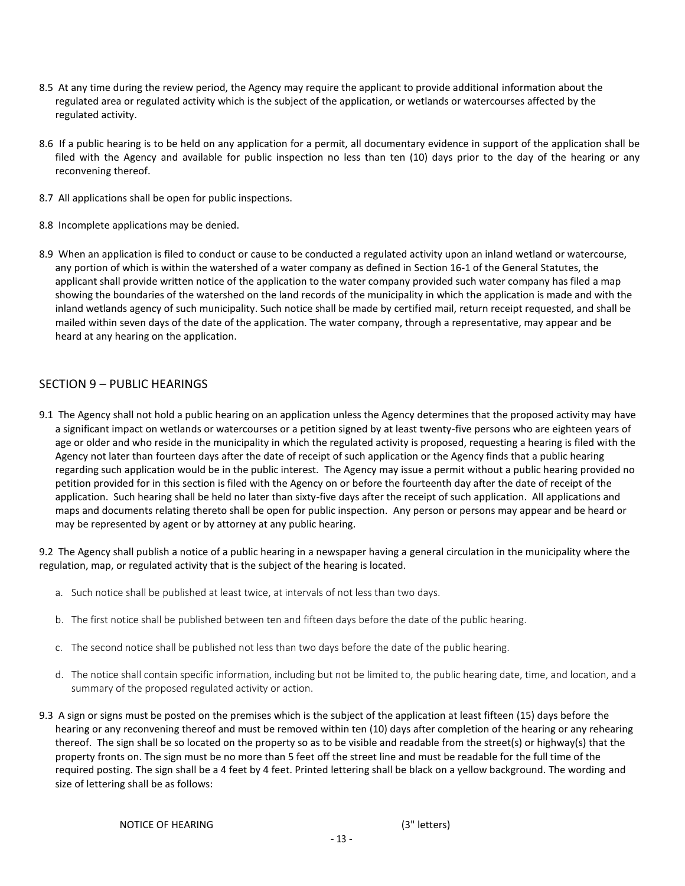8.5 At any time during the review period, the Agency may require the applicant to provide additional information about the regulated area or regulated activity which is the subject of the application, or wetlands or watercourses affected by the regulated activity.

8.6 If a public hearing is to be held on any application for a permit, all documentary evidence in support of the application shall be filed with the Agency and available for public inspection no less than ten (10) days prior to the day of the hearing or any reconvening thereof.

8.7 All applications shall be open for public inspections.

8.8 Incomplete applications may be denied.

8.9 When an application is filed to conduct or cause to be conducted a regulated activity upon an inland wetland or watercourse, any portion of which is within the watershed of a water company as defined in Section 16-1 of the General Statutes, the applicant shall provide written notice of the application to the water company provided such water company has filed a map showing the boundaries of the watershed on the land records of the municipality in which the application is made and with the inland wetlands agency of such municipality. Such notice shall be made by certified mail, return receipt requested, and shall be mailed within seven days of the date of the application. The water company, through a representative, may appear and be heard at any hearing on the application.

## SECTION 9 – PUBLIC HEARINGS

9.1 The Agency shall not hold a public hearing on an application unless the Agency determines that the proposed activity may have a significant impact on wetlands or watercourses or a petition signed by at least twenty-five persons who are eighteen years of age or older and who reside in the municipality in which the regulated activity is proposed, requesting a hearing is filed with the Agency not later than fourteen days after the date of receipt of such application or the Agency finds that a public hearing regarding such application would be in the public interest. The Agency may issue a permit without a public hearing provided no petition provided for in this section is filed with the Agency on or before the fourteenth day after the date of receipt of the application. Such hearing shall be held no later than sixty-five days after the receipt of such application. All applications and maps and documents relating thereto shall be open for public inspection. Any person or persons may appear and be heard or may be represented by agent or by attorney at any public hearing.

9.2 The Agency shall publish a notice of a public hearing in a newspaper having a general circulation in the municipality where the regulation, map, or regulated activity that is the subject of the hearing is located.

a. Such notice shall be published at least twice, at intervals of not less than two days.

b. The first notice shall be published between ten and fifteen days before the date of the public hearing.

c. The second notice shall be published not less than two days before the date of the public hearing.

d. The notice shall contain specific information, including but not be limited to, the public hearing date, time, and location, and a summary of the proposed regulated activity or action.

9.3 A sign or signs must be posted on the premises which is the subject of the application at least fifteen (15) days before the hearing or any reconvening thereof and must be removed within ten (10) days after completion of the hearing or any rehearing thereof. The sign shall be so located on the property so as to be visible and readable from the street(s) or highway(s) that the property fronts on. The sign must be no more than 5 feet off the street line and must be readable for the full time of the required posting. The sign shall be a 4 feet by 4 feet. Printed lettering shall be black on a yellow background. The wording and size of lettering shall be as follows:

NOTICE OF HEARING (3" letters)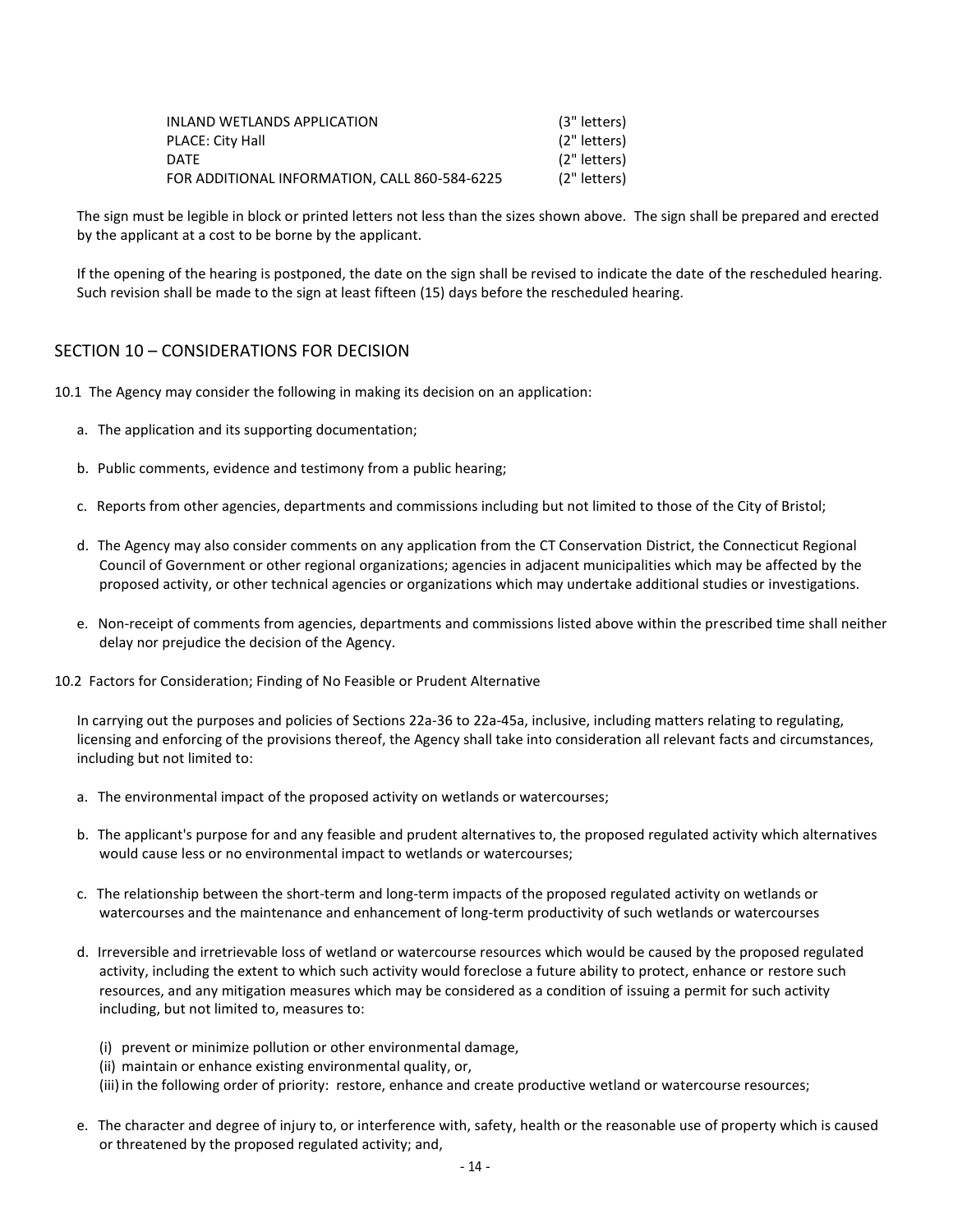| | |
|---|---|
| INLAND WETLANDS APPLICATION | (3" letters) |
| PLACE: City Hall | (2" letters) |
| DATE | (2" letters) |
| FOR ADDITIONAL INFORMATION, CALL 860-584-6225 | (2" letters) |

The sign must be legible in block or printed letters not less than the sizes shown above. The sign shall be prepared and erected by the applicant at a cost to be borne by the applicant.

If the opening of the hearing is postponed, the date on the sign shall be revised to indicate the date of the rescheduled hearing. Such revision shall be made to the sign at least fifteen (15) days before the rescheduled hearing.

## SECTION 10 – CONSIDERATIONS FOR DECISION

10.1 The Agency may consider the following in making its decision on an application:

a. The application and its supporting documentation;

b. Public comments, evidence and testimony from a public hearing;

c. Reports from other agencies, departments and commissions including but not limited to those of the City of Bristol;

d. The Agency may also consider comments on any application from the CT Conservation District, the Connecticut Regional Council of Government or other regional organizations; agencies in adjacent municipalities which may be affected by the proposed activity, or other technical agencies or organizations which may undertake additional studies or investigations.

e. Non-receipt of comments from agencies, departments and commissions listed above within the prescribed time shall neither delay nor prejudice the decision of the Agency.

10.2 Factors for Consideration; Finding of No Feasible or Prudent Alternative

In carrying out the purposes and policies of Sections 22a-36 to 22a-45a, inclusive, including matters relating to regulating, licensing and enforcing of the provisions thereof, the Agency shall take into consideration all relevant facts and circumstances, including but not limited to:

a. The environmental impact of the proposed activity on wetlands or watercourses;

b. The applicant's purpose for and any feasible and prudent alternatives to, the proposed regulated activity which alternatives would cause less or no environmental impact to wetlands or watercourses;

c. The relationship between the short-term and long-term impacts of the proposed regulated activity on wetlands or watercourses and the maintenance and enhancement of long-term productivity of such wetlands or watercourses

d. Irreversible and irretrievable loss of wetland or watercourse resources which would be caused by the proposed regulated activity, including the extent to which such activity would foreclose a future ability to protect, enhance or restore such resources, and any mitigation measures which may be considered as a condition of issuing a permit for such activity including, but not limited to, measures to:

   (i) prevent or minimize pollution or other environmental damage,
   (ii) maintain or enhance existing environmental quality, or,
   (iii) in the following order of priority: restore, enhance and create productive wetland or watercourse resources;

e. The character and degree of injury to, or interference with, safety, health or the reasonable use of property which is caused or threatened by the proposed regulated activity; and,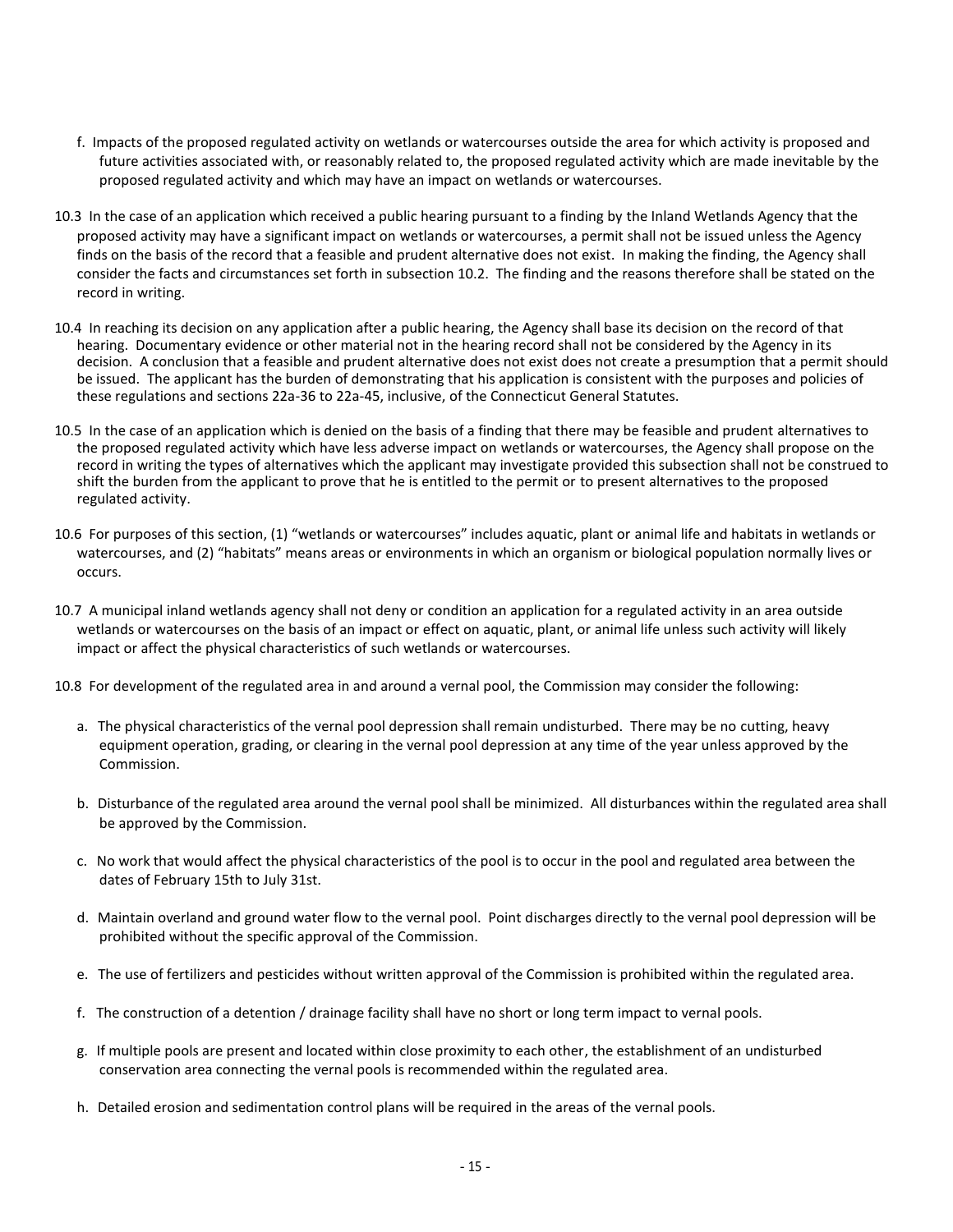f. Impacts of the proposed regulated activity on wetlands or watercourses outside the area for which activity is proposed and future activities associated with, or reasonably related to, the proposed regulated activity which are made inevitable by the proposed regulated activity and which may have an impact on wetlands or watercourses.

10.3 In the case of an application which received a public hearing pursuant to a finding by the Inland Wetlands Agency that the proposed activity may have a significant impact on wetlands or watercourses, a permit shall not be issued unless the Agency finds on the basis of the record that a feasible and prudent alternative does not exist. In making the finding, the Agency shall consider the facts and circumstances set forth in subsection 10.2. The finding and the reasons therefore shall be stated on the record in writing.

10.4 In reaching its decision on any application after a public hearing, the Agency shall base its decision on the record of that hearing. Documentary evidence or other material not in the hearing record shall not be considered by the Agency in its decision. A conclusion that a feasible and prudent alternative does not exist does not create a presumption that a permit should be issued. The applicant has the burden of demonstrating that his application is consistent with the purposes and policies of these regulations and sections 22a-36 to 22a-45, inclusive, of the Connecticut General Statutes.

10.5 In the case of an application which is denied on the basis of a finding that there may be feasible and prudent alternatives to the proposed regulated activity which have less adverse impact on wetlands or watercourses, the Agency shall propose on the record in writing the types of alternatives which the applicant may investigate provided this subsection shall not be construed to shift the burden from the applicant to prove that he is entitled to the permit or to present alternatives to the proposed regulated activity.

10.6 For purposes of this section, (1) "wetlands or watercourses" includes aquatic, plant or animal life and habitats in wetlands or watercourses, and (2) "habitats" means areas or environments in which an organism or biological population normally lives or occurs.

10.7 A municipal inland wetlands agency shall not deny or condition an application for a regulated activity in an area outside wetlands or watercourses on the basis of an impact or effect on aquatic, plant, or animal life unless such activity will likely impact or affect the physical characteristics of such wetlands or watercourses.

10.8 For development of the regulated area in and around a vernal pool, the Commission may consider the following:

a. The physical characteristics of the vernal pool depression shall remain undisturbed. There may be no cutting, heavy equipment operation, grading, or clearing in the vernal pool depression at any time of the year unless approved by the Commission.

b. Disturbance of the regulated area around the vernal pool shall be minimized. All disturbances within the regulated area shall be approved by the Commission.

c. No work that would affect the physical characteristics of the pool is to occur in the pool and regulated area between the dates of February 15th to July 31st.

d. Maintain overland and ground water flow to the vernal pool. Point discharges directly to the vernal pool depression will be prohibited without the specific approval of the Commission.

e. The use of fertilizers and pesticides without written approval of the Commission is prohibited within the regulated area.

f. The construction of a detention / drainage facility shall have no short or long term impact to vernal pools.

g. If multiple pools are present and located within close proximity to each other, the establishment of an undisturbed conservation area connecting the vernal pools is recommended within the regulated area.

h. Detailed erosion and sedimentation control plans will be required in the areas of the vernal pools.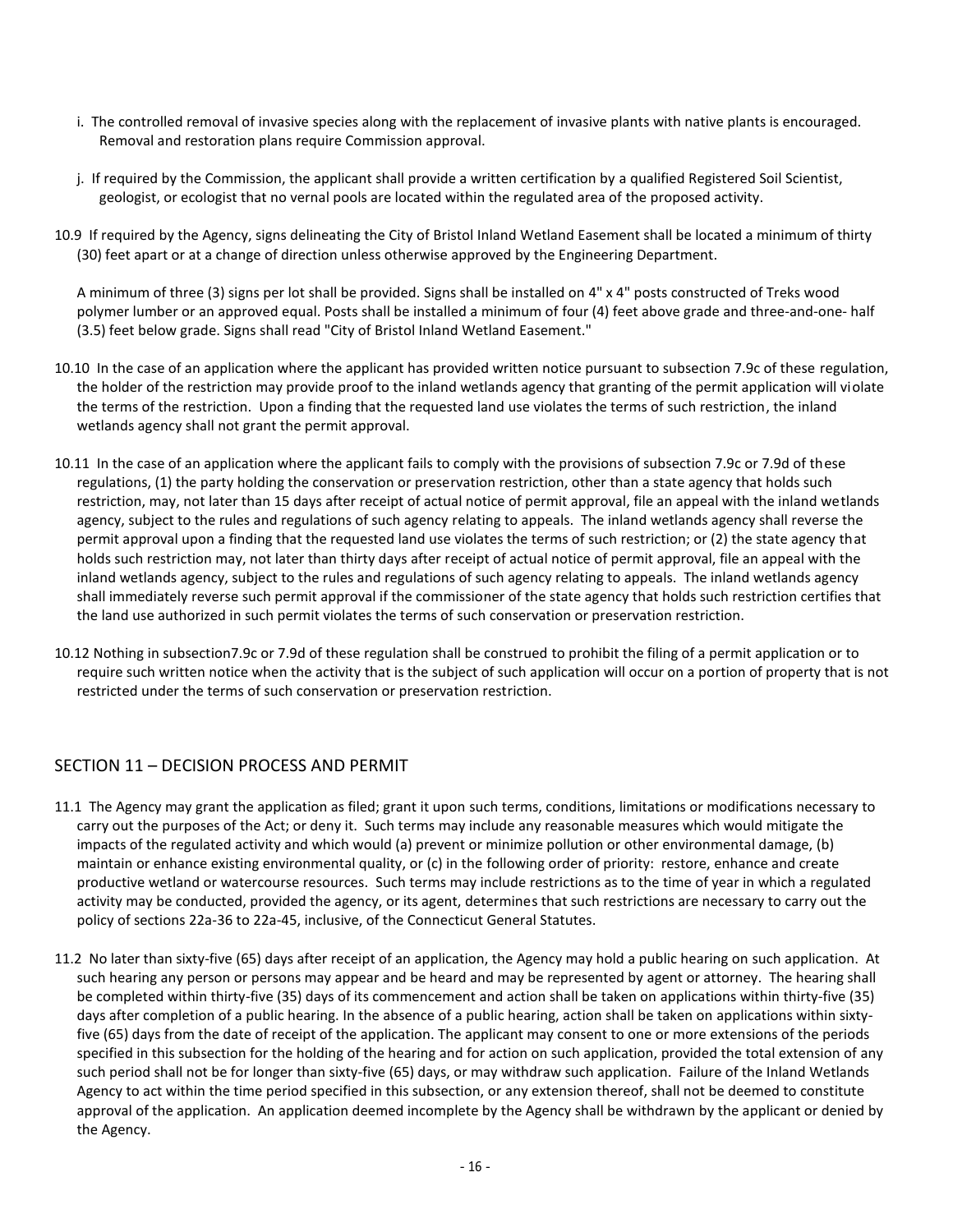i. The controlled removal of invasive species along with the replacement of invasive plants with native plants is encouraged. Removal and restoration plans require Commission approval.

j. If required by the Commission, the applicant shall provide a written certification by a qualified Registered Soil Scientist, geologist, or ecologist that no vernal pools are located within the regulated area of the proposed activity.

10.9 If required by the Agency, signs delineating the City of Bristol Inland Wetland Easement shall be located a minimum of thirty (30) feet apart or at a change of direction unless otherwise approved by the Engineering Department.

A minimum of three (3) signs per lot shall be provided. Signs shall be installed on 4" x 4" posts constructed of Treks wood polymer lumber or an approved equal. Posts shall be installed a minimum of four (4) feet above grade and three-and-one- half (3.5) feet below grade. Signs shall read "City of Bristol Inland Wetland Easement."

10.10 In the case of an application where the applicant has provided written notice pursuant to subsection 7.9c of these regulation, the holder of the restriction may provide proof to the inland wetlands agency that granting of the permit application will violate the terms of the restriction. Upon a finding that the requested land use violates the terms of such restriction, the inland wetlands agency shall not grant the permit approval.

10.11 In the case of an application where the applicant fails to comply with the provisions of subsection 7.9c or 7.9d of these regulations, (1) the party holding the conservation or preservation restriction, other than a state agency that holds such restriction, may, not later than 15 days after receipt of actual notice of permit approval, file an appeal with the inland wetlands agency, subject to the rules and regulations of such agency relating to appeals. The inland wetlands agency shall reverse the permit approval upon a finding that the requested land use violates the terms of such restriction; or (2) the state agency that holds such restriction may, not later than thirty days after receipt of actual notice of permit approval, file an appeal with the inland wetlands agency, subject to the rules and regulations of such agency relating to appeals. The inland wetlands agency shall immediately reverse such permit approval if the commissioner of the state agency that holds such restriction certifies that the land use authorized in such permit violates the terms of such conservation or preservation restriction.

10.12 Nothing in subsection7.9c or 7.9d of these regulation shall be construed to prohibit the filing of a permit application or to require such written notice when the activity that is the subject of such application will occur on a portion of property that is not restricted under the terms of such conservation or preservation restriction.

## SECTION 11 – DECISION PROCESS AND PERMIT

11.1 The Agency may grant the application as filed; grant it upon such terms, conditions, limitations or modifications necessary to carry out the purposes of the Act; or deny it. Such terms may include any reasonable measures which would mitigate the impacts of the regulated activity and which would (a) prevent or minimize pollution or other environmental damage, (b) maintain or enhance existing environmental quality, or (c) in the following order of priority: restore, enhance and create productive wetland or watercourse resources. Such terms may include restrictions as to the time of year in which a regulated activity may be conducted, provided the agency, or its agent, determines that such restrictions are necessary to carry out the policy of sections 22a-36 to 22a-45, inclusive, of the Connecticut General Statutes.

11.2 No later than sixty-five (65) days after receipt of an application, the Agency may hold a public hearing on such application. At such hearing any person or persons may appear and be heard and may be represented by agent or attorney. The hearing shall be completed within thirty-five (35) days of its commencement and action shall be taken on applications within thirty-five (35) days after completion of a public hearing. In the absence of a public hearing, action shall be taken on applications within sixty-five (65) days from the date of receipt of the application. The applicant may consent to one or more extensions of the periods specified in this subsection for the holding of the hearing and for action on such application, provided the total extension of any such period shall not be for longer than sixty-five (65) days, or may withdraw such application. Failure of the Inland Wetlands Agency to act within the time period specified in this subsection, or any extension thereof, shall not be deemed to constitute approval of the application. An application deemed incomplete by the Agency shall be withdrawn by the applicant or denied by the Agency.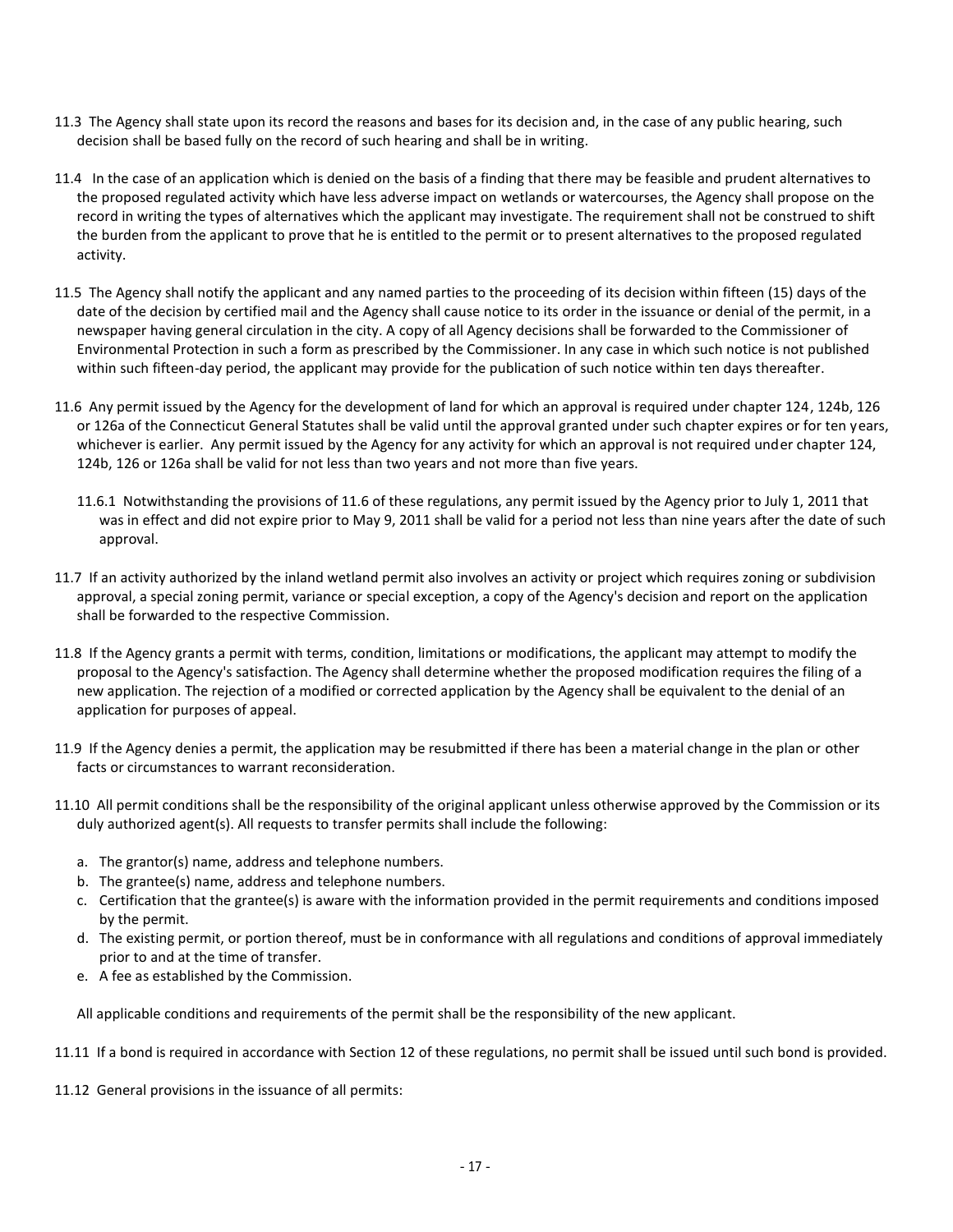11.3 The Agency shall state upon its record the reasons and bases for its decision and, in the case of any public hearing, such decision shall be based fully on the record of such hearing and shall be in writing.

11.4 In the case of an application which is denied on the basis of a finding that there may be feasible and prudent alternatives to the proposed regulated activity which have less adverse impact on wetlands or watercourses, the Agency shall propose on the record in writing the types of alternatives which the applicant may investigate. The requirement shall not be construed to shift the burden from the applicant to prove that he is entitled to the permit or to present alternatives to the proposed regulated activity.

11.5 The Agency shall notify the applicant and any named parties to the proceeding of its decision within fifteen (15) days of the date of the decision by certified mail and the Agency shall cause notice to its order in the issuance or denial of the permit, in a newspaper having general circulation in the city. A copy of all Agency decisions shall be forwarded to the Commissioner of Environmental Protection in such a form as prescribed by the Commissioner. In any case in which such notice is not published within such fifteen-day period, the applicant may provide for the publication of such notice within ten days thereafter.

11.6 Any permit issued by the Agency for the development of land for which an approval is required under chapter 124, 124b, 126 or 126a of the Connecticut General Statutes shall be valid until the approval granted under such chapter expires or for ten years, whichever is earlier. Any permit issued by the Agency for any activity for which an approval is not required under chapter 124, 124b, 126 or 126a shall be valid for not less than two years and not more than five years.

11.6.1 Notwithstanding the provisions of 11.6 of these regulations, any permit issued by the Agency prior to July 1, 2011 that was in effect and did not expire prior to May 9, 2011 shall be valid for a period not less than nine years after the date of such approval.

11.7 If an activity authorized by the inland wetland permit also involves an activity or project which requires zoning or subdivision approval, a special zoning permit, variance or special exception, a copy of the Agency's decision and report on the application shall be forwarded to the respective Commission.

11.8 If the Agency grants a permit with terms, condition, limitations or modifications, the applicant may attempt to modify the proposal to the Agency's satisfaction. The Agency shall determine whether the proposed modification requires the filing of a new application. The rejection of a modified or corrected application by the Agency shall be equivalent to the denial of an application for purposes of appeal.

11.9 If the Agency denies a permit, the application may be resubmitted if there has been a material change in the plan or other facts or circumstances to warrant reconsideration.

11.10 All permit conditions shall be the responsibility of the original applicant unless otherwise approved by the Commission or its duly authorized agent(s). All requests to transfer permits shall include the following:

a. The grantor(s) name, address and telephone numbers.
b. The grantee(s) name, address and telephone numbers.
c. Certification that the grantee(s) is aware with the information provided in the permit requirements and conditions imposed by the permit.
d. The existing permit, or portion thereof, must be in conformance with all regulations and conditions of approval immediately prior to and at the time of transfer.
e. A fee as established by the Commission.

All applicable conditions and requirements of the permit shall be the responsibility of the new applicant.

11.11 If a bond is required in accordance with Section 12 of these regulations, no permit shall be issued until such bond is provided.

11.12 General provisions in the issuance of all permits: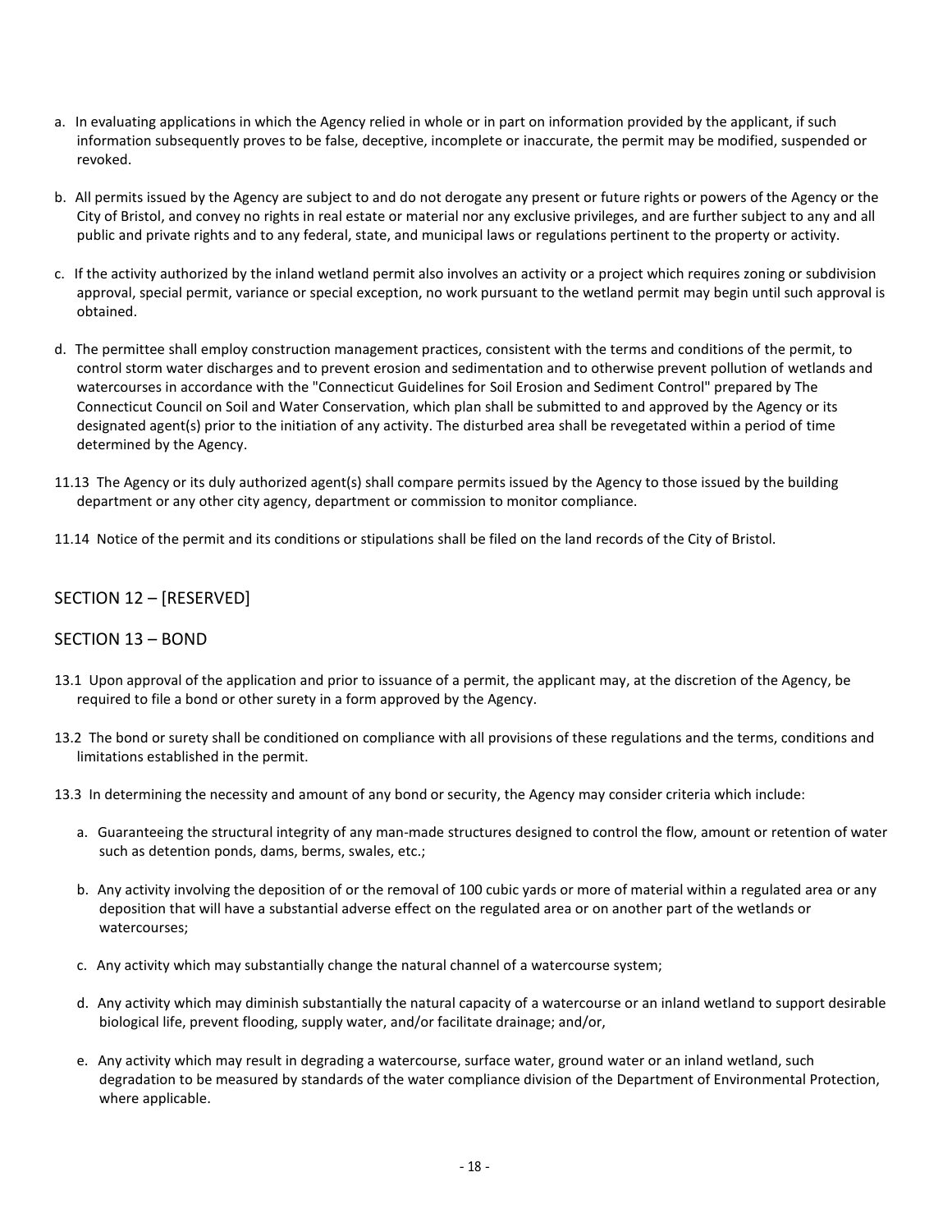a. In evaluating applications in which the Agency relied in whole or in part on information provided by the applicant, if such information subsequently proves to be false, deceptive, incomplete or inaccurate, the permit may be modified, suspended or revoked.

b. All permits issued by the Agency are subject to and do not derogate any present or future rights or powers of the Agency or the City of Bristol, and convey no rights in real estate or material nor any exclusive privileges, and are further subject to any and all public and private rights and to any federal, state, and municipal laws or regulations pertinent to the property or activity.

c. If the activity authorized by the inland wetland permit also involves an activity or a project which requires zoning or subdivision approval, special permit, variance or special exception, no work pursuant to the wetland permit may begin until such approval is obtained.

d. The permittee shall employ construction management practices, consistent with the terms and conditions of the permit, to control storm water discharges and to prevent erosion and sedimentation and to otherwise prevent pollution of wetlands and watercourses in accordance with the "Connecticut Guidelines for Soil Erosion and Sediment Control" prepared by The Connecticut Council on Soil and Water Conservation, which plan shall be submitted to and approved by the Agency or its designated agent(s) prior to the initiation of any activity. The disturbed area shall be revegetated within a period of time determined by the Agency.

11.13 The Agency or its duly authorized agent(s) shall compare permits issued by the Agency to those issued by the building department or any other city agency, department or commission to monitor compliance.

11.14 Notice of the permit and its conditions or stipulations shall be filed on the land records of the City of Bristol.

## SECTION 12 – [RESERVED]

## SECTION 13 – BOND

13.1 Upon approval of the application and prior to issuance of a permit, the applicant may, at the discretion of the Agency, be required to file a bond or other surety in a form approved by the Agency.

13.2 The bond or surety shall be conditioned on compliance with all provisions of these regulations and the terms, conditions and limitations established in the permit.

13.3 In determining the necessity and amount of any bond or security, the Agency may consider criteria which include:

a. Guaranteeing the structural integrity of any man-made structures designed to control the flow, amount or retention of water such as detention ponds, dams, berms, swales, etc.;

b. Any activity involving the deposition of or the removal of 100 cubic yards or more of material within a regulated area or any deposition that will have a substantial adverse effect on the regulated area or on another part of the wetlands or watercourses;

c. Any activity which may substantially change the natural channel of a watercourse system;

d. Any activity which may diminish substantially the natural capacity of a watercourse or an inland wetland to support desirable biological life, prevent flooding, supply water, and/or facilitate drainage; and/or,

e. Any activity which may result in degrading a watercourse, surface water, ground water or an inland wetland, such degradation to be measured by standards of the water compliance division of the Department of Environmental Protection, where applicable.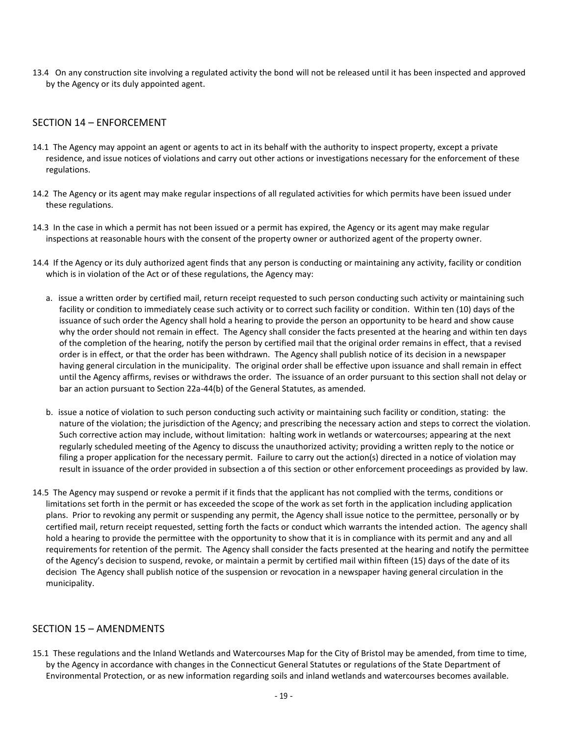13.4 On any construction site involving a regulated activity the bond will not be released until it has been inspected and approved by the Agency or its duly appointed agent.

## SECTION 14 – ENFORCEMENT

14.1 The Agency may appoint an agent or agents to act in its behalf with the authority to inspect property, except a private residence, and issue notices of violations and carry out other actions or investigations necessary for the enforcement of these regulations.

14.2 The Agency or its agent may make regular inspections of all regulated activities for which permits have been issued under these regulations.

14.3 In the case in which a permit has not been issued or a permit has expired, the Agency or its agent may make regular inspections at reasonable hours with the consent of the property owner or authorized agent of the property owner.

14.4 If the Agency or its duly authorized agent finds that any person is conducting or maintaining any activity, facility or condition which is in violation of the Act or of these regulations, the Agency may:

a. issue a written order by certified mail, return receipt requested to such person conducting such activity or maintaining such facility or condition to immediately cease such activity or to correct such facility or condition. Within ten (10) days of the issuance of such order the Agency shall hold a hearing to provide the person an opportunity to be heard and show cause why the order should not remain in effect. The Agency shall consider the facts presented at the hearing and within ten days of the completion of the hearing, notify the person by certified mail that the original order remains in effect, that a revised order is in effect, or that the order has been withdrawn. The Agency shall publish notice of its decision in a newspaper having general circulation in the municipality. The original order shall be effective upon issuance and shall remain in effect until the Agency affirms, revises or withdraws the order. The issuance of an order pursuant to this section shall not delay or bar an action pursuant to Section 22a-44(b) of the General Statutes, as amended.

b. issue a notice of violation to such person conducting such activity or maintaining such facility or condition, stating: the nature of the violation; the jurisdiction of the Agency; and prescribing the necessary action and steps to correct the violation. Such corrective action may include, without limitation: halting work in wetlands or watercourses; appearing at the next regularly scheduled meeting of the Agency to discuss the unauthorized activity; providing a written reply to the notice or filing a proper application for the necessary permit. Failure to carry out the action(s) directed in a notice of violation may result in issuance of the order provided in subsection a of this section or other enforcement proceedings as provided by law.

14.5 The Agency may suspend or revoke a permit if it finds that the applicant has not complied with the terms, conditions or limitations set forth in the permit or has exceeded the scope of the work as set forth in the application including application plans. Prior to revoking any permit or suspending any permit, the Agency shall issue notice to the permittee, personally or by certified mail, return receipt requested, setting forth the facts or conduct which warrants the intended action. The agency shall hold a hearing to provide the permittee with the opportunity to show that it is in compliance with its permit and any and all requirements for retention of the permit. The Agency shall consider the facts presented at the hearing and notify the permittee of the Agency's decision to suspend, revoke, or maintain a permit by certified mail within fifteen (15) days of the date of its decision The Agency shall publish notice of the suspension or revocation in a newspaper having general circulation in the municipality.

## SECTION 15 – AMENDMENTS

15.1 These regulations and the Inland Wetlands and Watercourses Map for the City of Bristol may be amended, from time to time, by the Agency in accordance with changes in the Connecticut General Statutes or regulations of the State Department of Environmental Protection, or as new information regarding soils and inland wetlands and watercourses becomes available.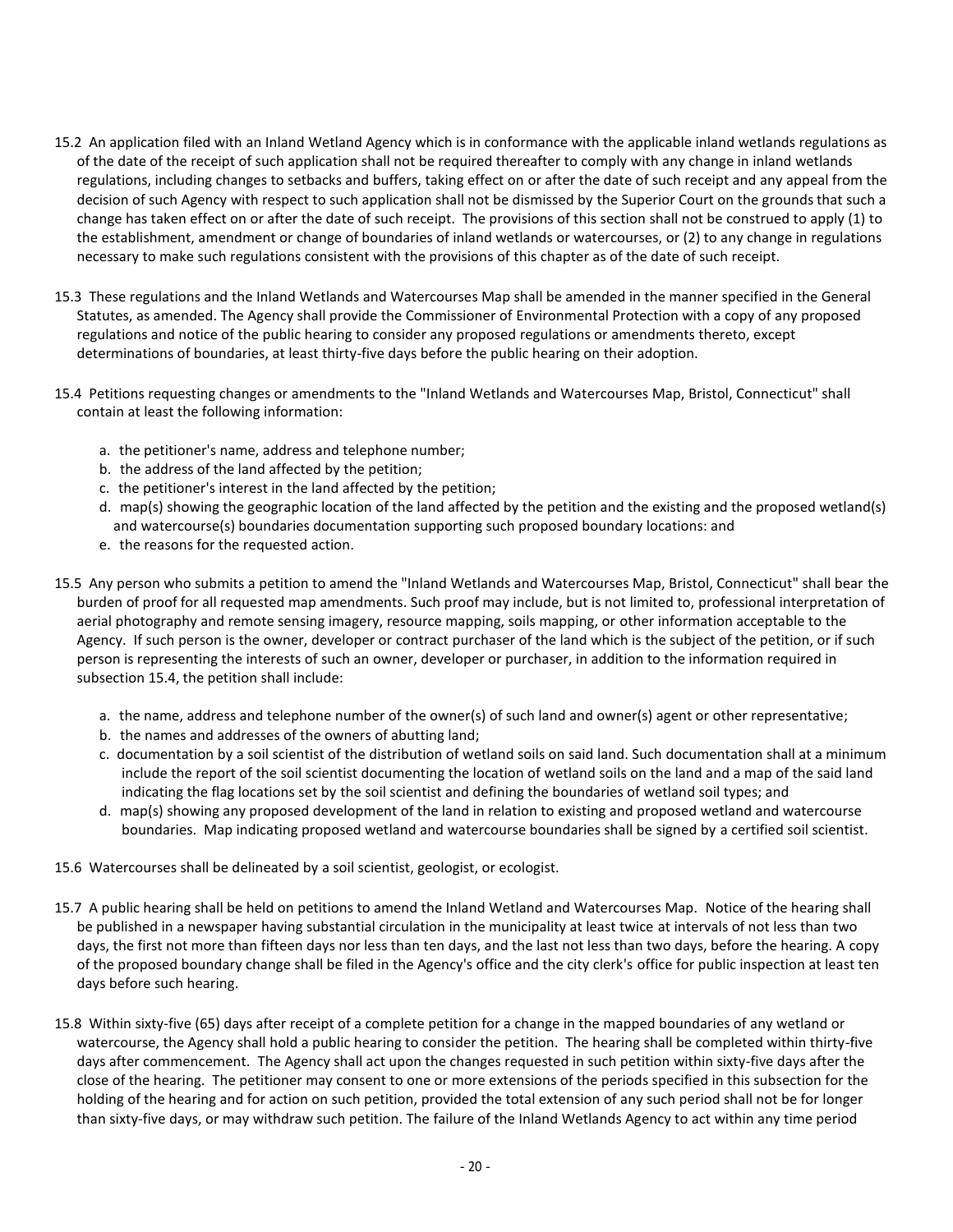15.2 An application filed with an Inland Wetland Agency which is in conformance with the applicable inland wetlands regulations as of the date of the receipt of such application shall not be required thereafter to comply with any change in inland wetlands regulations, including changes to setbacks and buffers, taking effect on or after the date of such receipt and any appeal from the decision of such Agency with respect to such application shall not be dismissed by the Superior Court on the grounds that such a change has taken effect on or after the date of such receipt. The provisions of this section shall not be construed to apply (1) to the establishment, amendment or change of boundaries of inland wetlands or watercourses, or (2) to any change in regulations necessary to make such regulations consistent with the provisions of this chapter as of the date of such receipt.

15.3 These regulations and the Inland Wetlands and Watercourses Map shall be amended in the manner specified in the General Statutes, as amended. The Agency shall provide the Commissioner of Environmental Protection with a copy of any proposed regulations and notice of the public hearing to consider any proposed regulations or amendments thereto, except determinations of boundaries, at least thirty-five days before the public hearing on their adoption.

15.4 Petitions requesting changes or amendments to the "Inland Wetlands and Watercourses Map, Bristol, Connecticut" shall contain at least the following information:

a. the petitioner's name, address and telephone number;
b. the address of the land affected by the petition;
c. the petitioner's interest in the land affected by the petition;
d. map(s) showing the geographic location of the land affected by the petition and the existing and the proposed wetland(s) and watercourse(s) boundaries documentation supporting such proposed boundary locations: and
e. the reasons for the requested action.

15.5 Any person who submits a petition to amend the "Inland Wetlands and Watercourses Map, Bristol, Connecticut" shall bear the burden of proof for all requested map amendments. Such proof may include, but is not limited to, professional interpretation of aerial photography and remote sensing imagery, resource mapping, soils mapping, or other information acceptable to the Agency. If such person is the owner, developer or contract purchaser of the land which is the subject of the petition, or if such person is representing the interests of such an owner, developer or purchaser, in addition to the information required in subsection 15.4, the petition shall include:

a. the name, address and telephone number of the owner(s) of such land and owner(s) agent or other representative;
b. the names and addresses of the owners of abutting land;
c. documentation by a soil scientist of the distribution of wetland soils on said land. Such documentation shall at a minimum include the report of the soil scientist documenting the location of wetland soils on the land and a map of the said land indicating the flag locations set by the soil scientist and defining the boundaries of wetland soil types; and
d. map(s) showing any proposed development of the land in relation to existing and proposed wetland and watercourse boundaries. Map indicating proposed wetland and watercourse boundaries shall be signed by a certified soil scientist.

15.6 Watercourses shall be delineated by a soil scientist, geologist, or ecologist.

15.7 A public hearing shall be held on petitions to amend the Inland Wetland and Watercourses Map. Notice of the hearing shall be published in a newspaper having substantial circulation in the municipality at least twice at intervals of not less than two days, the first not more than fifteen days nor less than ten days, and the last not less than two days, before the hearing. A copy of the proposed boundary change shall be filed in the Agency's office and the city clerk's office for public inspection at least ten days before such hearing.

15.8 Within sixty-five (65) days after receipt of a complete petition for a change in the mapped boundaries of any wetland or watercourse, the Agency shall hold a public hearing to consider the petition. The hearing shall be completed within thirty-five days after commencement. The Agency shall act upon the changes requested in such petition within sixty-five days after the close of the hearing. The petitioner may consent to one or more extensions of the periods specified in this subsection for the holding of the hearing and for action on such petition, provided the total extension of any such period shall not be for longer than sixty-five days, or may withdraw such petition. The failure of the Inland Wetlands Agency to act within any time period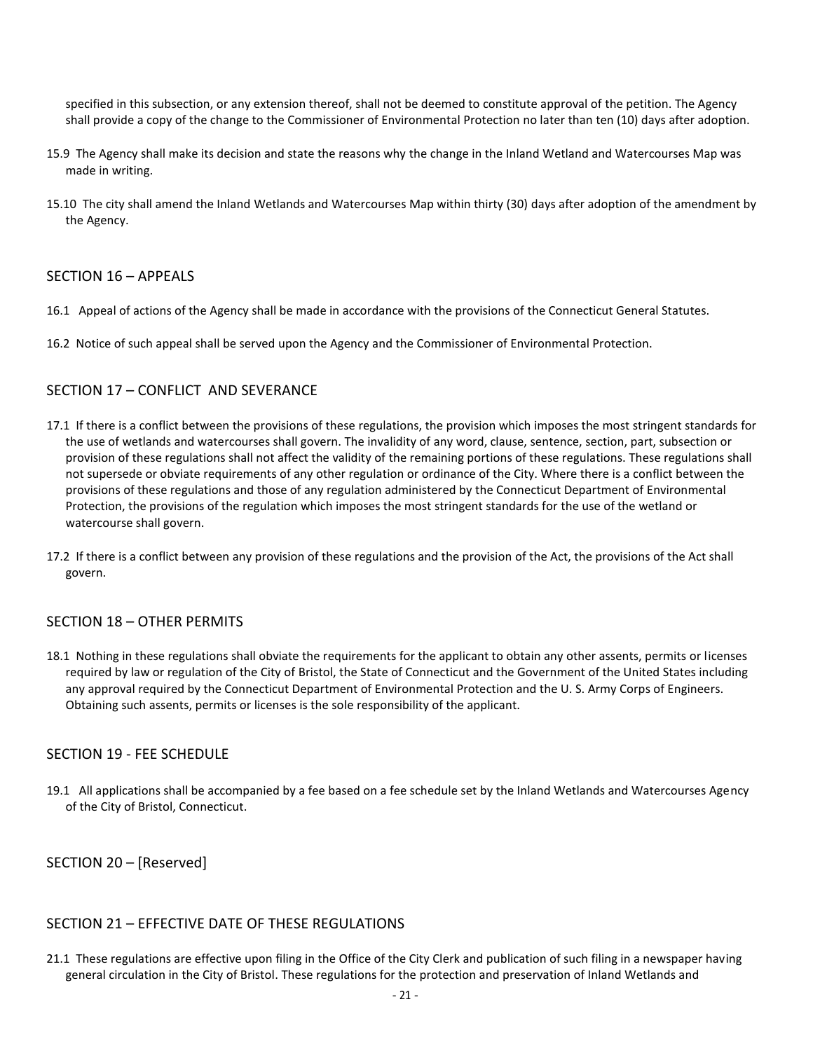specified in this subsection, or any extension thereof, shall not be deemed to constitute approval of the petition. The Agency shall provide a copy of the change to the Commissioner of Environmental Protection no later than ten (10) days after adoption.

15.9 The Agency shall make its decision and state the reasons why the change in the Inland Wetland and Watercourses Map was made in writing.

15.10 The city shall amend the Inland Wetlands and Watercourses Map within thirty (30) days after adoption of the amendment by the Agency.

## SECTION 16 – APPEALS

16.1 Appeal of actions of the Agency shall be made in accordance with the provisions of the Connecticut General Statutes.

16.2 Notice of such appeal shall be served upon the Agency and the Commissioner of Environmental Protection.

## SECTION 17 – CONFLICT AND SEVERANCE

17.1 If there is a conflict between the provisions of these regulations, the provision which imposes the most stringent standards for the use of wetlands and watercourses shall govern. The invalidity of any word, clause, sentence, section, part, subsection or provision of these regulations shall not affect the validity of the remaining portions of these regulations. These regulations shall not supersede or obviate requirements of any other regulation or ordinance of the City. Where there is a conflict between the provisions of these regulations and those of any regulation administered by the Connecticut Department of Environmental Protection, the provisions of the regulation which imposes the most stringent standards for the use of the wetland or watercourse shall govern.

17.2 If there is a conflict between any provision of these regulations and the provision of the Act, the provisions of the Act shall govern.

## SECTION 18 – OTHER PERMITS

18.1 Nothing in these regulations shall obviate the requirements for the applicant to obtain any other assents, permits or licenses required by law or regulation of the City of Bristol, the State of Connecticut and the Government of the United States including any approval required by the Connecticut Department of Environmental Protection and the U. S. Army Corps of Engineers. Obtaining such assents, permits or licenses is the sole responsibility of the applicant.

## SECTION 19 - FEE SCHEDULE

19.1 All applications shall be accompanied by a fee based on a fee schedule set by the Inland Wetlands and Watercourses Agency of the City of Bristol, Connecticut.

## SECTION 20 – [Reserved]

## SECTION 21 – EFFECTIVE DATE OF THESE REGULATIONS

21.1 These regulations are effective upon filing in the Office of the City Clerk and publication of such filing in a newspaper having general circulation in the City of Bristol. These regulations for the protection and preservation of Inland Wetlands and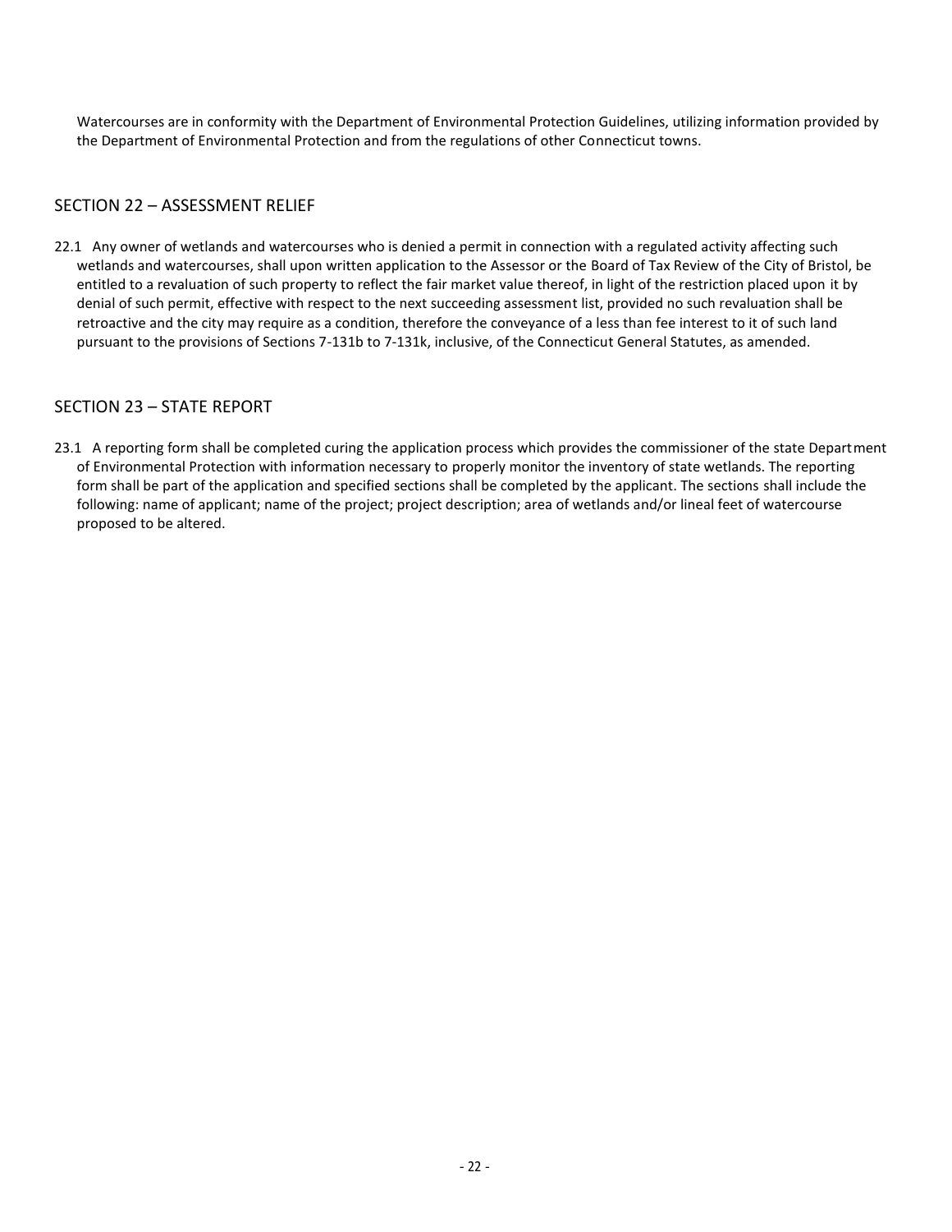Watercourses are in conformity with the Department of Environmental Protection Guidelines, utilizing information provided by the Department of Environmental Protection and from the regulations of other Connecticut towns.

## SECTION 22 – ASSESSMENT RELIEF

22.1 Any owner of wetlands and watercourses who is denied a permit in connection with a regulated activity affecting such wetlands and watercourses, shall upon written application to the Assessor or the Board of Tax Review of the City of Bristol, be entitled to a revaluation of such property to reflect the fair market value thereof, in light of the restriction placed upon it by denial of such permit, effective with respect to the next succeeding assessment list, provided no such revaluation shall be retroactive and the city may require as a condition, therefore the conveyance of a less than fee interest to it of such land pursuant to the provisions of Sections 7-131b to 7-131k, inclusive, of the Connecticut General Statutes, as amended.

## SECTION 23 – STATE REPORT

23.1 A reporting form shall be completed curing the application process which provides the commissioner of the state Department of Environmental Protection with information necessary to properly monitor the inventory of state wetlands. The reporting form shall be part of the application and specified sections shall be completed by the applicant. The sections shall include the following: name of applicant; name of the project; project description; area of wetlands and/or lineal feet of watercourse proposed to be altered.